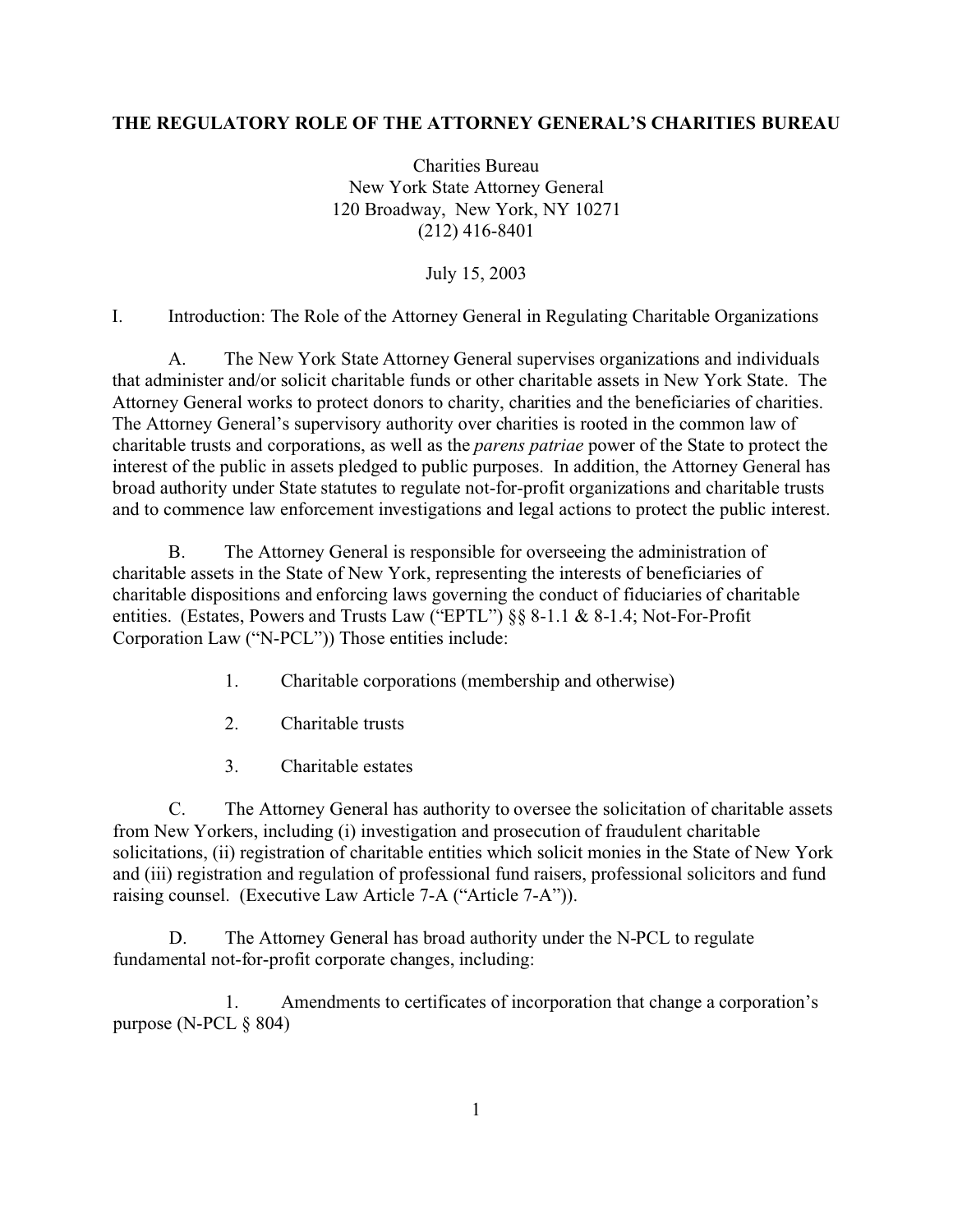# THE REGULATORY ROLE OF THE ATTORNEY GENERAL'S CHARITIES BUREAU

Charities Bureau
New York State Attorney General
120 Broadway, New York, NY 10271
(212) 416-8401

July 15, 2003

## I. Introduction: The Role of the Attorney General in Regulating Charitable Organizations

A. The New York State Attorney General supervises organizations and individuals that administer and/or solicit charitable funds or other charitable assets in New York State. The Attorney General works to protect donors to charity, charities and the beneficiaries of charities. The Attorney General's supervisory authority over charities is rooted in the common law of charitable trusts and corporations, as well as the *parens patriae* power of the State to protect the interest of the public in assets pledged to public purposes. In addition, the Attorney General has broad authority under State statutes to regulate not-for-profit organizations and charitable trusts and to commence law enforcement investigations and legal actions to protect the public interest.

B. The Attorney General is responsible for overseeing the administration of charitable assets in the State of New York, representing the interests of beneficiaries of charitable dispositions and enforcing laws governing the conduct of fiduciaries of charitable entities. (Estates, Powers and Trusts Law ("EPTL") §§ 8-1.1 & 8-1.4; Not-For-Profit Corporation Law ("N-PCL")) Those entities include:

1. Charitable corporations (membership and otherwise)
2. Charitable trusts
3. Charitable estates

C. The Attorney General has authority to oversee the solicitation of charitable assets from New Yorkers, including (i) investigation and prosecution of fraudulent charitable solicitations, (ii) registration of charitable entities which solicit monies in the State of New York and (iii) registration and regulation of professional fund raisers, professional solicitors and fund raising counsel. (Executive Law Article 7-A ("Article 7-A")).

D. The Attorney General has broad authority under the N-PCL to regulate fundamental not-for-profit corporate changes, including:

1. Amendments to certificates of incorporation that change a corporation's purpose (N-PCL § 804)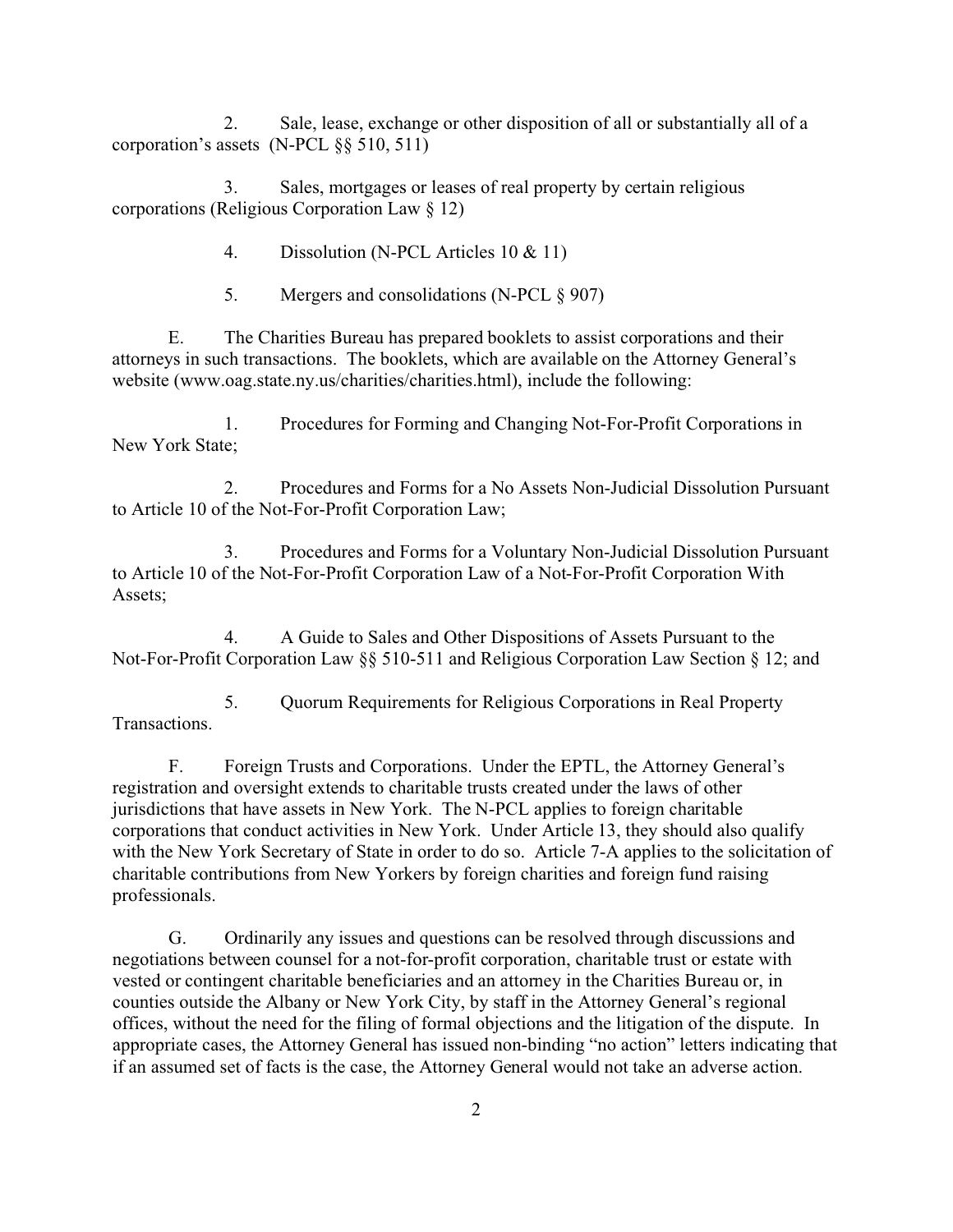2. Sale, lease, exchange or other disposition of all or substantially all of a corporation's assets (N-PCL §§ 510, 511)

3. Sales, mortgages or leases of real property by certain religious corporations (Religious Corporation Law § 12)

4. Dissolution (N-PCL Articles 10 & 11)

5. Mergers and consolidations (N-PCL § 907)

E. The Charities Bureau has prepared booklets to assist corporations and their attorneys in such transactions. The booklets, which are available on the Attorney General's website (www.oag.state.ny.us/charities/charities.html), include the following:

1. Procedures for Forming and Changing Not-For-Profit Corporations in New York State;

2. Procedures and Forms for a No Assets Non-Judicial Dissolution Pursuant to Article 10 of the Not-For-Profit Corporation Law;

3. Procedures and Forms for a Voluntary Non-Judicial Dissolution Pursuant to Article 10 of the Not-For-Profit Corporation Law of a Not-For-Profit Corporation With Assets;

4. A Guide to Sales and Other Dispositions of Assets Pursuant to the Not-For-Profit Corporation Law §§ 510-511 and Religious Corporation Law Section § 12; and

5. Quorum Requirements for Religious Corporations in Real Property Transactions.

F. Foreign Trusts and Corporations. Under the EPTL, the Attorney General's registration and oversight extends to charitable trusts created under the laws of other jurisdictions that have assets in New York. The N-PCL applies to foreign charitable corporations that conduct activities in New York. Under Article 13, they should also qualify with the New York Secretary of State in order to do so. Article 7-A applies to the solicitation of charitable contributions from New Yorkers by foreign charities and foreign fund raising professionals.

G. Ordinarily any issues and questions can be resolved through discussions and negotiations between counsel for a not-for-profit corporation, charitable trust or estate with vested or contingent charitable beneficiaries and an attorney in the Charities Bureau or, in counties outside the Albany or New York City, by staff in the Attorney General's regional offices, without the need for the filing of formal objections and the litigation of the dispute. In appropriate cases, the Attorney General has issued non-binding "no action" letters indicating that if an assumed set of facts is the case, the Attorney General would not take an adverse action.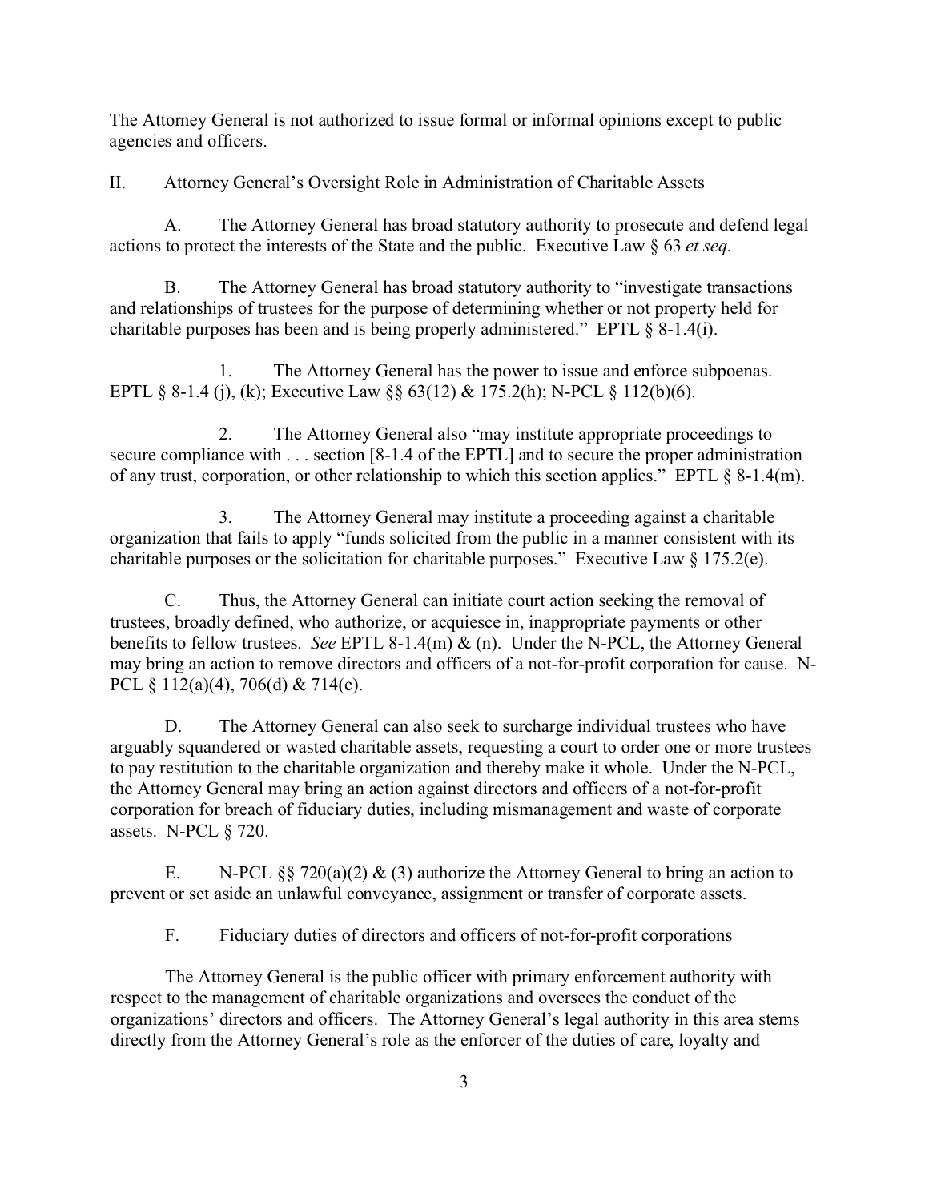The Attorney General is not authorized to issue formal or informal opinions except to public agencies and officers.

## II. Attorney General's Oversight Role in Administration of Charitable Assets

A. The Attorney General has broad statutory authority to prosecute and defend legal actions to protect the interests of the State and the public. Executive Law § 63 *et seq.*

B. The Attorney General has broad statutory authority to "investigate transactions and relationships of trustees for the purpose of determining whether or not property held for charitable purposes has been and is being properly administered." EPTL § 8-1.4(i).

1. The Attorney General has the power to issue and enforce subpoenas. EPTL § 8-1.4 (j), (k); Executive Law §§ 63(12) & 175.2(h); N-PCL § 112(b)(6).

2. The Attorney General also "may institute appropriate proceedings to secure compliance with . . . section [8-1.4 of the EPTL] and to secure the proper administration of any trust, corporation, or other relationship to which this section applies." EPTL § 8-1.4(m).

3. The Attorney General may institute a proceeding against a charitable organization that fails to apply "funds solicited from the public in a manner consistent with its charitable purposes or the solicitation for charitable purposes." Executive Law § 175.2(e).

C. Thus, the Attorney General can initiate court action seeking the removal of trustees, broadly defined, who authorize, or acquiesce in, inappropriate payments or other benefits to fellow trustees. *See* EPTL 8-1.4(m) & (n). Under the N-PCL, the Attorney General may bring an action to remove directors and officers of a not-for-profit corporation for cause. N-PCL § 112(a)(4), 706(d) & 714(c).

D. The Attorney General can also seek to surcharge individual trustees who have arguably squandered or wasted charitable assets, requesting a court to order one or more trustees to pay restitution to the charitable organization and thereby make it whole. Under the N-PCL, the Attorney General may bring an action against directors and officers of a not-for-profit corporation for breach of fiduciary duties, including mismanagement and waste of corporate assets. N-PCL § 720.

E. N-PCL §§ 720(a)(2) & (3) authorize the Attorney General to bring an action to prevent or set aside an unlawful conveyance, assignment or transfer of corporate assets.

F. Fiduciary duties of directors and officers of not-for-profit corporations

The Attorney General is the public officer with primary enforcement authority with respect to the management of charitable organizations and oversees the conduct of the organizations' directors and officers. The Attorney General's legal authority in this area stems directly from the Attorney General's role as the enforcer of the duties of care, loyalty and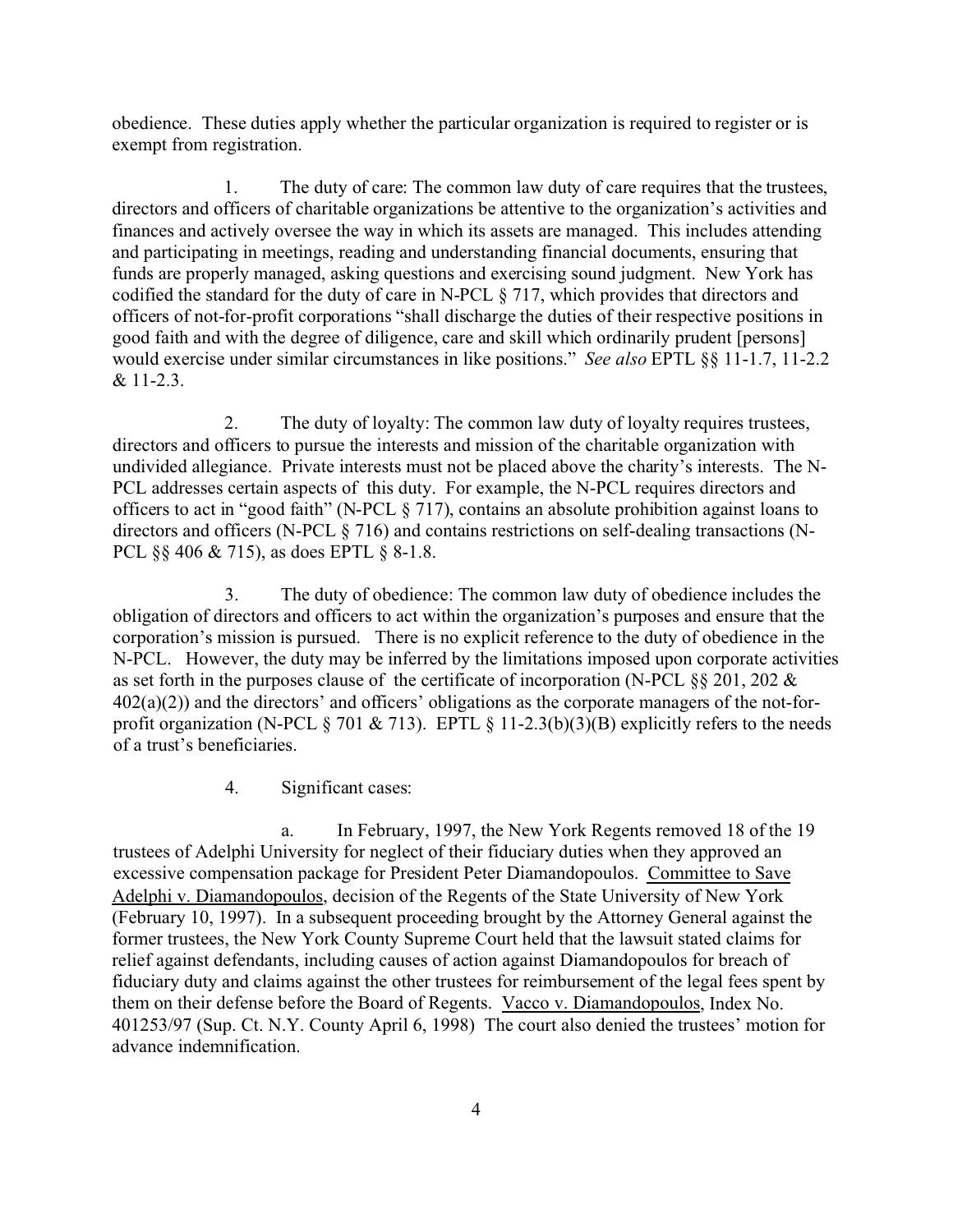obedience. These duties apply whether the particular organization is required to register or is exempt from registration.

1. The duty of care: The common law duty of care requires that the trustees, directors and officers of charitable organizations be attentive to the organization's activities and finances and actively oversee the way in which its assets are managed. This includes attending and participating in meetings, reading and understanding financial documents, ensuring that funds are properly managed, asking questions and exercising sound judgment. New York has codified the standard for the duty of care in N-PCL § 717, which provides that directors and officers of not-for-profit corporations "shall discharge the duties of their respective positions in good faith and with the degree of diligence, care and skill which ordinarily prudent [persons] would exercise under similar circumstances in like positions." *See also* EPTL §§ 11-1.7, 11-2.2 & 11-2.3.

2. The duty of loyalty: The common law duty of loyalty requires trustees, directors and officers to pursue the interests and mission of the charitable organization with undivided allegiance. Private interests must not be placed above the charity's interests. The N-PCL addresses certain aspects of this duty. For example, the N-PCL requires directors and officers to act in "good faith" (N-PCL § 717), contains an absolute prohibition against loans to directors and officers (N-PCL § 716) and contains restrictions on self-dealing transactions (N-PCL §§ 406 & 715), as does EPTL § 8-1.8.

3. The duty of obedience: The common law duty of obedience includes the obligation of directors and officers to act within the organization's purposes and ensure that the corporation's mission is pursued. There is no explicit reference to the duty of obedience in the N-PCL. However, the duty may be inferred by the limitations imposed upon corporate activities as set forth in the purposes clause of the certificate of incorporation (N-PCL §§ 201, 202 & 402(a)(2)) and the directors' and officers' obligations as the corporate managers of the not-for-profit organization (N-PCL § 701 & 713). EPTL § 11-2.3(b)(3)(B) explicitly refers to the needs of a trust's beneficiaries.

4. Significant cases:

a. In February, 1997, the New York Regents removed 18 of the 19 trustees of Adelphi University for neglect of their fiduciary duties when they approved an excessive compensation package for President Peter Diamandopoulos. Committee to Save Adelphi v. Diamandopoulos, decision of the Regents of the State University of New York (February 10, 1997). In a subsequent proceeding brought by the Attorney General against the former trustees, the New York County Supreme Court held that the lawsuit stated claims for relief against defendants, including causes of action against Diamandopoulos for breach of fiduciary duty and claims against the other trustees for reimbursement of the legal fees spent by them on their defense before the Board of Regents. Vacco v. Diamandopoulos, Index No. 401253/97 (Sup. Ct. N.Y. County April 6, 1998) The court also denied the trustees' motion for advance indemnification.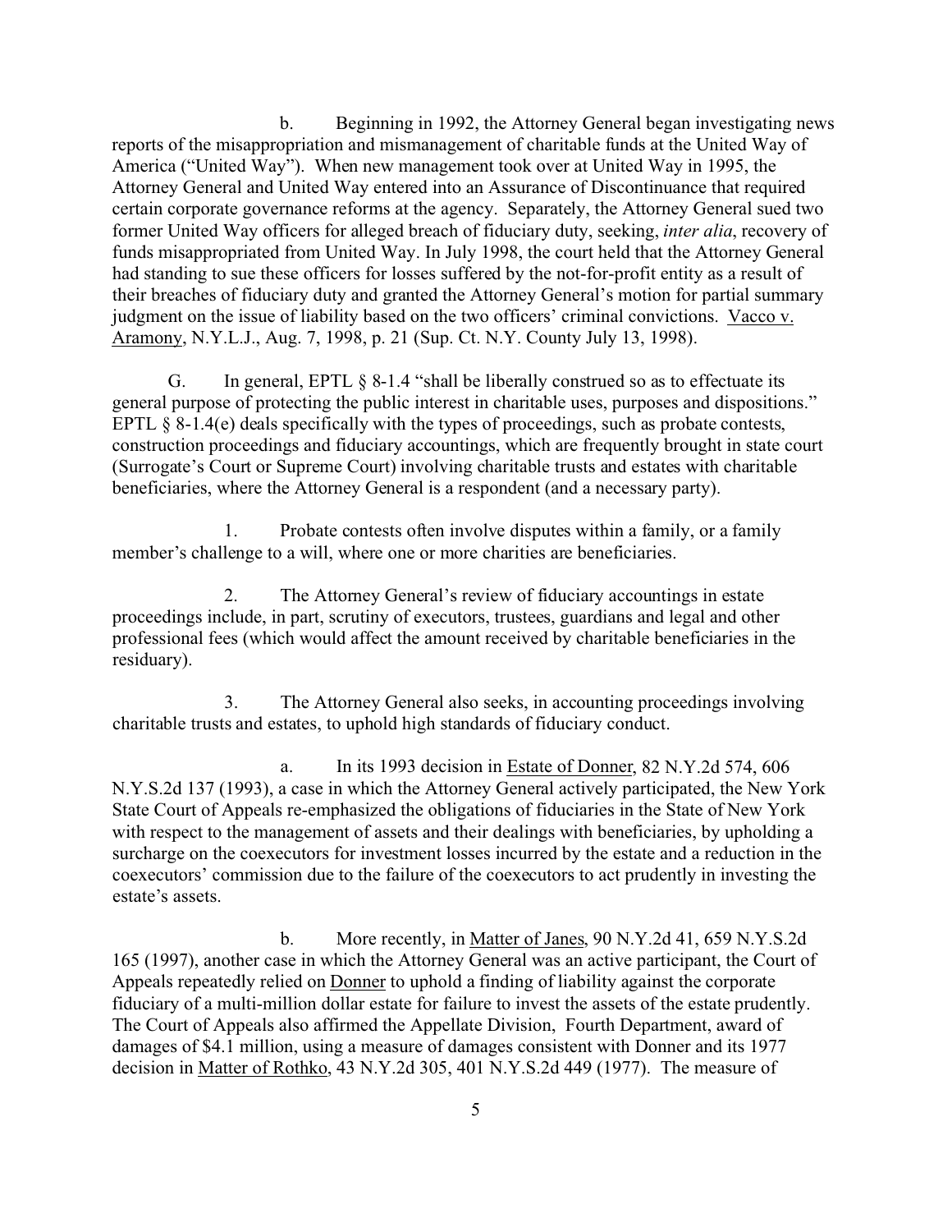b. Beginning in 1992, the Attorney General began investigating news reports of the misappropriation and mismanagement of charitable funds at the United Way of America ("United Way"). When new management took over at United Way in 1995, the Attorney General and United Way entered into an Assurance of Discontinuance that required certain corporate governance reforms at the agency. Separately, the Attorney General sued two former United Way officers for alleged breach of fiduciary duty, seeking, *inter alia*, recovery of funds misappropriated from United Way. In July 1998, the court held that the Attorney General had standing to sue these officers for losses suffered by the not-for-profit entity as a result of their breaches of fiduciary duty and granted the Attorney General's motion for partial summary judgment on the issue of liability based on the two officers' criminal convictions. Vacco v. Aramony, N.Y.L.J., Aug. 7, 1998, p. 21 (Sup. Ct. N.Y. County July 13, 1998).

G. In general, EPTL § 8-1.4 "shall be liberally construed so as to effectuate its general purpose of protecting the public interest in charitable uses, purposes and dispositions." EPTL § 8-1.4(e) deals specifically with the types of proceedings, such as probate contests, construction proceedings and fiduciary accountings, which are frequently brought in state court (Surrogate's Court or Supreme Court) involving charitable trusts and estates with charitable beneficiaries, where the Attorney General is a respondent (and a necessary party).

1. Probate contests often involve disputes within a family, or a family member's challenge to a will, where one or more charities are beneficiaries.

2. The Attorney General's review of fiduciary accountings in estate proceedings include, in part, scrutiny of executors, trustees, guardians and legal and other professional fees (which would affect the amount received by charitable beneficiaries in the residuary).

3. The Attorney General also seeks, in accounting proceedings involving charitable trusts and estates, to uphold high standards of fiduciary conduct.

a. In its 1993 decision in Estate of Donner, 82 N.Y.2d 574, 606 N.Y.S.2d 137 (1993), a case in which the Attorney General actively participated, the New York State Court of Appeals re-emphasized the obligations of fiduciaries in the State of New York with respect to the management of assets and their dealings with beneficiaries, by upholding a surcharge on the coexecutors for investment losses incurred by the estate and a reduction in the coexecutors' commission due to the failure of the coexecutors to act prudently in investing the estate's assets.

b. More recently, in Matter of Janes, 90 N.Y.2d 41, 659 N.Y.S.2d 165 (1997), another case in which the Attorney General was an active participant, the Court of Appeals repeatedly relied on Donner to uphold a finding of liability against the corporate fiduciary of a multi-million dollar estate for failure to invest the assets of the estate prudently. The Court of Appeals also affirmed the Appellate Division, Fourth Department, award of damages of $4.1 million, using a measure of damages consistent with Donner and its 1977 decision in Matter of Rothko, 43 N.Y.2d 305, 401 N.Y.S.2d 449 (1977). The measure of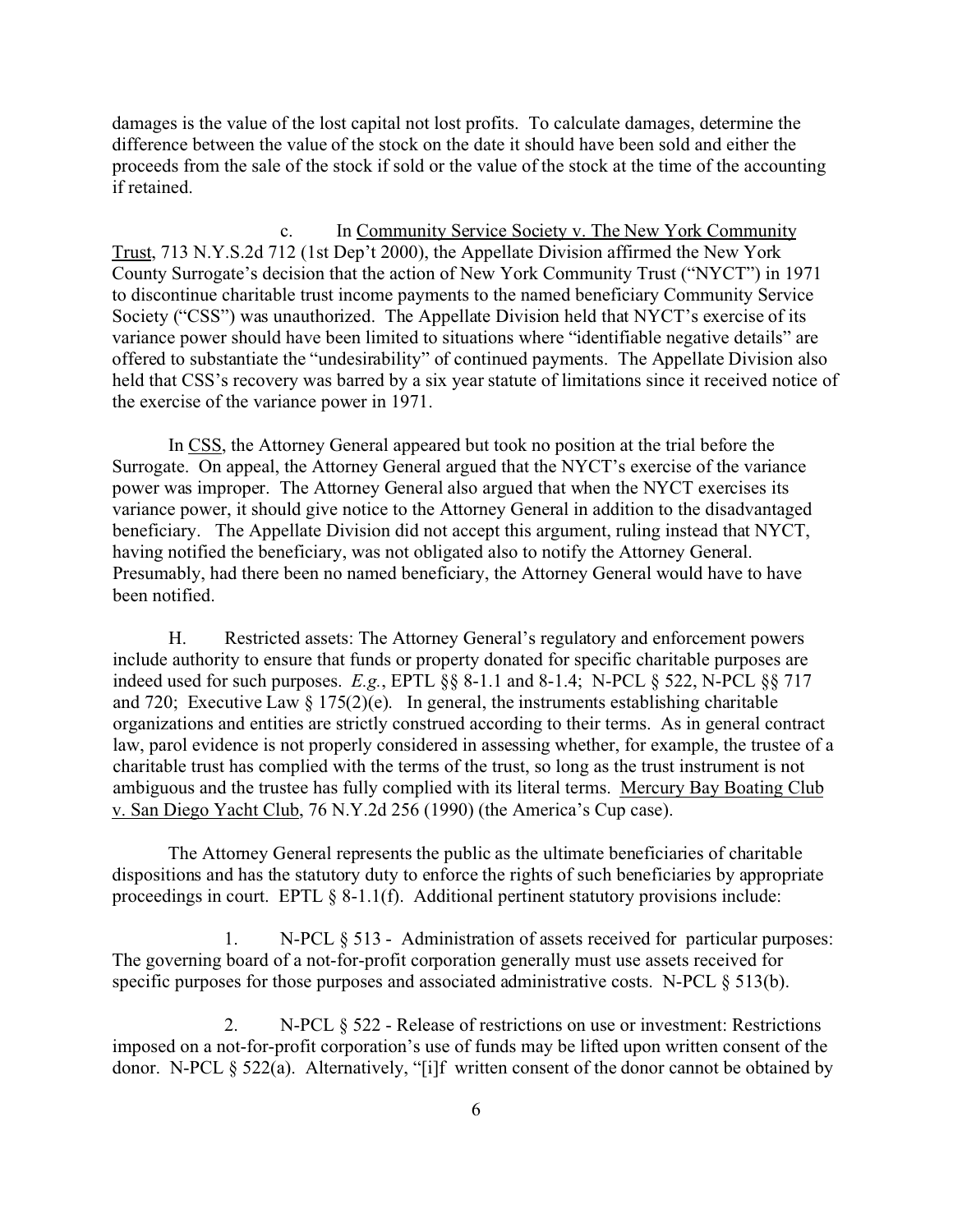damages is the value of the lost capital not lost profits. To calculate damages, determine the difference between the value of the stock on the date it should have been sold and either the proceeds from the sale of the stock if sold or the value of the stock at the time of the accounting if retained.

c. In Community Service Society v. The New York Community Trust, 713 N.Y.S.2d 712 (1st Dep't 2000), the Appellate Division affirmed the New York County Surrogate's decision that the action of New York Community Trust ("NYCT") in 1971 to discontinue charitable trust income payments to the named beneficiary Community Service Society ("CSS") was unauthorized. The Appellate Division held that NYCT's exercise of its variance power should have been limited to situations where "identifiable negative details" are offered to substantiate the "undesirability" of continued payments. The Appellate Division also held that CSS's recovery was barred by a six year statute of limitations since it received notice of the exercise of the variance power in 1971.

In CSS, the Attorney General appeared but took no position at the trial before the Surrogate. On appeal, the Attorney General argued that the NYCT's exercise of the variance power was improper. The Attorney General also argued that when the NYCT exercises its variance power, it should give notice to the Attorney General in addition to the disadvantaged beneficiary. The Appellate Division did not accept this argument, ruling instead that NYCT, having notified the beneficiary, was not obligated also to notify the Attorney General. Presumably, had there been no named beneficiary, the Attorney General would have to have been notified.

H. Restricted assets: The Attorney General's regulatory and enforcement powers include authority to ensure that funds or property donated for specific charitable purposes are indeed used for such purposes. *E.g.*, EPTL §§ 8-1.1 and 8-1.4; N-PCL § 522, N-PCL §§ 717 and 720; Executive Law § 175(2)(e). In general, the instruments establishing charitable organizations and entities are strictly construed according to their terms. As in general contract law, parol evidence is not properly considered in assessing whether, for example, the trustee of a charitable trust has complied with the terms of the trust, so long as the trust instrument is not ambiguous and the trustee has fully complied with its literal terms. Mercury Bay Boating Club v. San Diego Yacht Club, 76 N.Y.2d 256 (1990) (the America's Cup case).

The Attorney General represents the public as the ultimate beneficiaries of charitable dispositions and has the statutory duty to enforce the rights of such beneficiaries by appropriate proceedings in court. EPTL § 8-1.1(f). Additional pertinent statutory provisions include:

1. N-PCL § 513 - Administration of assets received for particular purposes: The governing board of a not-for-profit corporation generally must use assets received for specific purposes for those purposes and associated administrative costs. N-PCL § 513(b).

2. N-PCL § 522 - Release of restrictions on use or investment: Restrictions imposed on a not-for-profit corporation's use of funds may be lifted upon written consent of the donor. N-PCL § 522(a). Alternatively, "[i]f written consent of the donor cannot be obtained by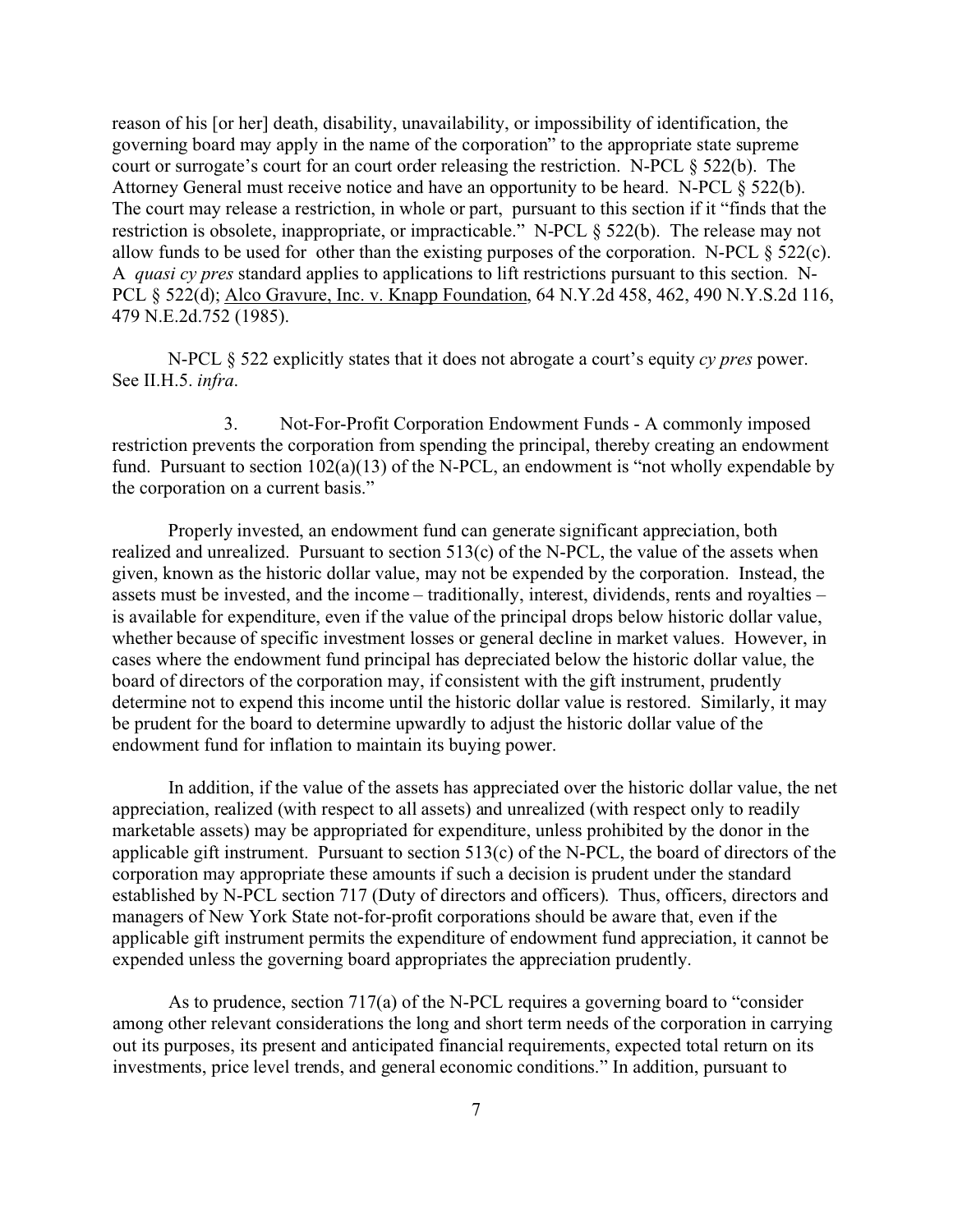reason of his [or her] death, disability, unavailability, or impossibility of identification, the governing board may apply in the name of the corporation" to the appropriate state supreme court or surrogate's court for an court order releasing the restriction. N-PCL § 522(b). The Attorney General must receive notice and have an opportunity to be heard. N-PCL § 522(b). The court may release a restriction, in whole or part, pursuant to this section if it "finds that the restriction is obsolete, inappropriate, or impracticable." N-PCL § 522(b). The release may not allow funds to be used for other than the existing purposes of the corporation. N-PCL § 522(c). A *quasi cy pres* standard applies to applications to lift restrictions pursuant to this section. N-PCL § 522(d); <u>Alco Gravure, Inc. v. Knapp Foundation</u>, 64 N.Y.2d 458, 462, 490 N.Y.S.2d 116, 479 N.E.2d.752 (1985).

N-PCL § 522 explicitly states that it does not abrogate a court's equity *cy pres* power. See II.H.5. *infra*.

3. Not-For-Profit Corporation Endowment Funds - A commonly imposed restriction prevents the corporation from spending the principal, thereby creating an endowment fund. Pursuant to section 102(a)(13) of the N-PCL, an endowment is "not wholly expendable by the corporation on a current basis."

Properly invested, an endowment fund can generate significant appreciation, both realized and unrealized. Pursuant to section 513(c) of the N-PCL, the value of the assets when given, known as the historic dollar value, may not be expended by the corporation. Instead, the assets must be invested, and the income – traditionally, interest, dividends, rents and royalties – is available for expenditure, even if the value of the principal drops below historic dollar value, whether because of specific investment losses or general decline in market values. However, in cases where the endowment fund principal has depreciated below the historic dollar value, the board of directors of the corporation may, if consistent with the gift instrument, prudently determine not to expend this income until the historic dollar value is restored. Similarly, it may be prudent for the board to determine upwardly to adjust the historic dollar value of the endowment fund for inflation to maintain its buying power.

In addition, if the value of the assets has appreciated over the historic dollar value, the net appreciation, realized (with respect to all assets) and unrealized (with respect only to readily marketable assets) may be appropriated for expenditure, unless prohibited by the donor in the applicable gift instrument. Pursuant to section 513(c) of the N-PCL, the board of directors of the corporation may appropriate these amounts if such a decision is prudent under the standard established by N-PCL section 717 (Duty of directors and officers). Thus, officers, directors and managers of New York State not-for-profit corporations should be aware that, even if the applicable gift instrument permits the expenditure of endowment fund appreciation, it cannot be expended unless the governing board appropriates the appreciation prudently.

As to prudence, section 717(a) of the N-PCL requires a governing board to "consider among other relevant considerations the long and short term needs of the corporation in carrying out its purposes, its present and anticipated financial requirements, expected total return on its investments, price level trends, and general economic conditions." In addition, pursuant to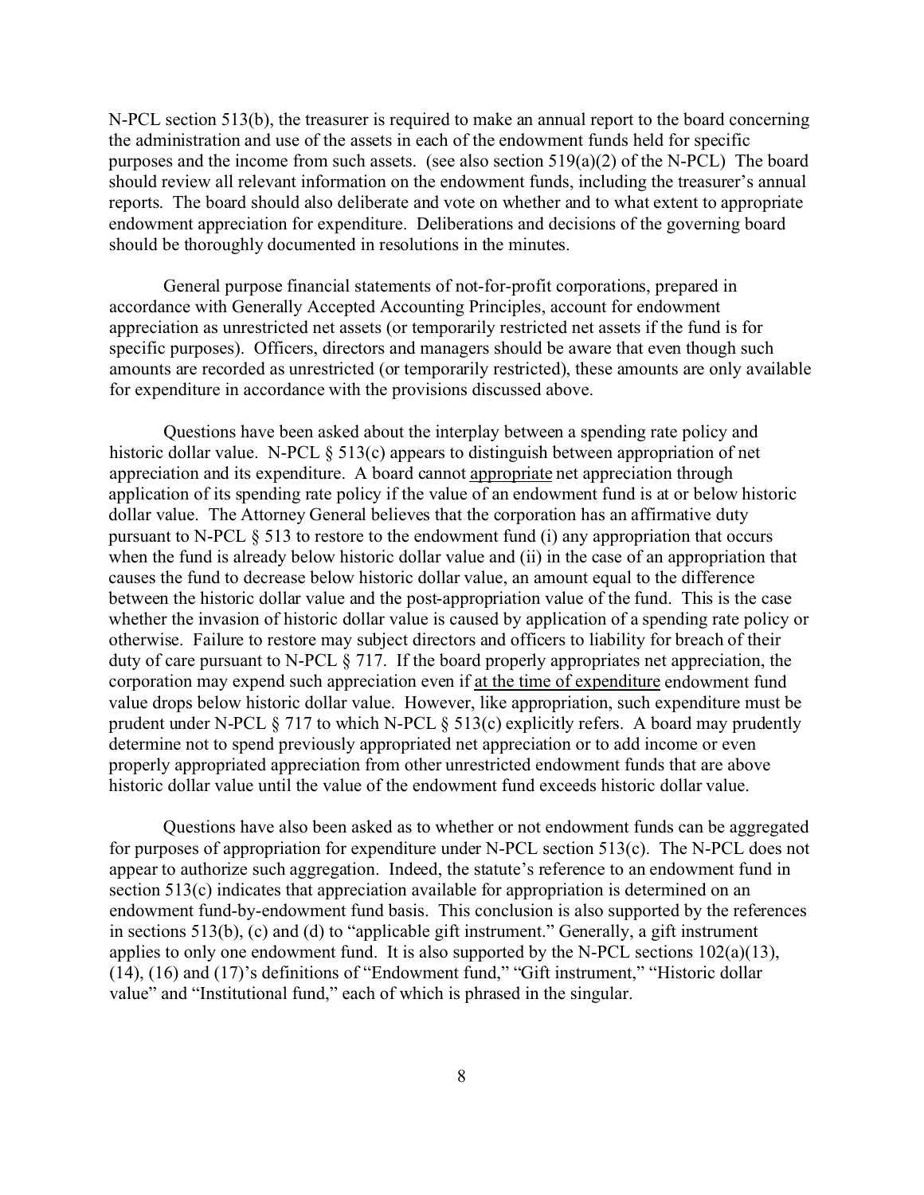N-PCL section 513(b), the treasurer is required to make an annual report to the board concerning the administration and use of the assets in each of the endowment funds held for specific purposes and the income from such assets. (see also section 519(a)(2) of the N-PCL) The board should review all relevant information on the endowment funds, including the treasurer's annual reports. The board should also deliberate and vote on whether and to what extent to appropriate endowment appreciation for expenditure. Deliberations and decisions of the governing board should be thoroughly documented in resolutions in the minutes.

General purpose financial statements of not-for-profit corporations, prepared in accordance with Generally Accepted Accounting Principles, account for endowment appreciation as unrestricted net assets (or temporarily restricted net assets if the fund is for specific purposes). Officers, directors and managers should be aware that even though such amounts are recorded as unrestricted (or temporarily restricted), these amounts are only available for expenditure in accordance with the provisions discussed above.

Questions have been asked about the interplay between a spending rate policy and historic dollar value. N-PCL § 513(c) appears to distinguish between appropriation of net appreciation and its expenditure. A board cannot <u>appropriate</u> net appreciation through application of its spending rate policy if the value of an endowment fund is at or below historic dollar value. The Attorney General believes that the corporation has an affirmative duty pursuant to N-PCL § 513 to restore to the endowment fund (i) any appropriation that occurs when the fund is already below historic dollar value and (ii) in the case of an appropriation that causes the fund to decrease below historic dollar value, an amount equal to the difference between the historic dollar value and the post-appropriation value of the fund. This is the case whether the invasion of historic dollar value is caused by application of a spending rate policy or otherwise. Failure to restore may subject directors and officers to liability for breach of their duty of care pursuant to N-PCL § 717. If the board properly appropriates net appreciation, the corporation may expend such appreciation even if <u>at the time of expenditure</u> endowment fund value drops below historic dollar value. However, like appropriation, such expenditure must be prudent under N-PCL § 717 to which N-PCL § 513(c) explicitly refers. A board may prudently determine not to spend previously appropriated net appreciation or to add income or even properly appropriated appreciation from other unrestricted endowment funds that are above historic dollar value until the value of the endowment fund exceeds historic dollar value.

Questions have also been asked as to whether or not endowment funds can be aggregated for purposes of appropriation for expenditure under N-PCL section 513(c). The N-PCL does not appear to authorize such aggregation. Indeed, the statute's reference to an endowment fund in section 513(c) indicates that appreciation available for appropriation is determined on an endowment fund-by-endowment fund basis. This conclusion is also supported by the references in sections 513(b), (c) and (d) to "applicable gift instrument." Generally, a gift instrument applies to only one endowment fund. It is also supported by the N-PCL sections 102(a)(13), (14), (16) and (17)'s definitions of "Endowment fund," "Gift instrument," "Historic dollar value" and "Institutional fund," each of which is phrased in the singular.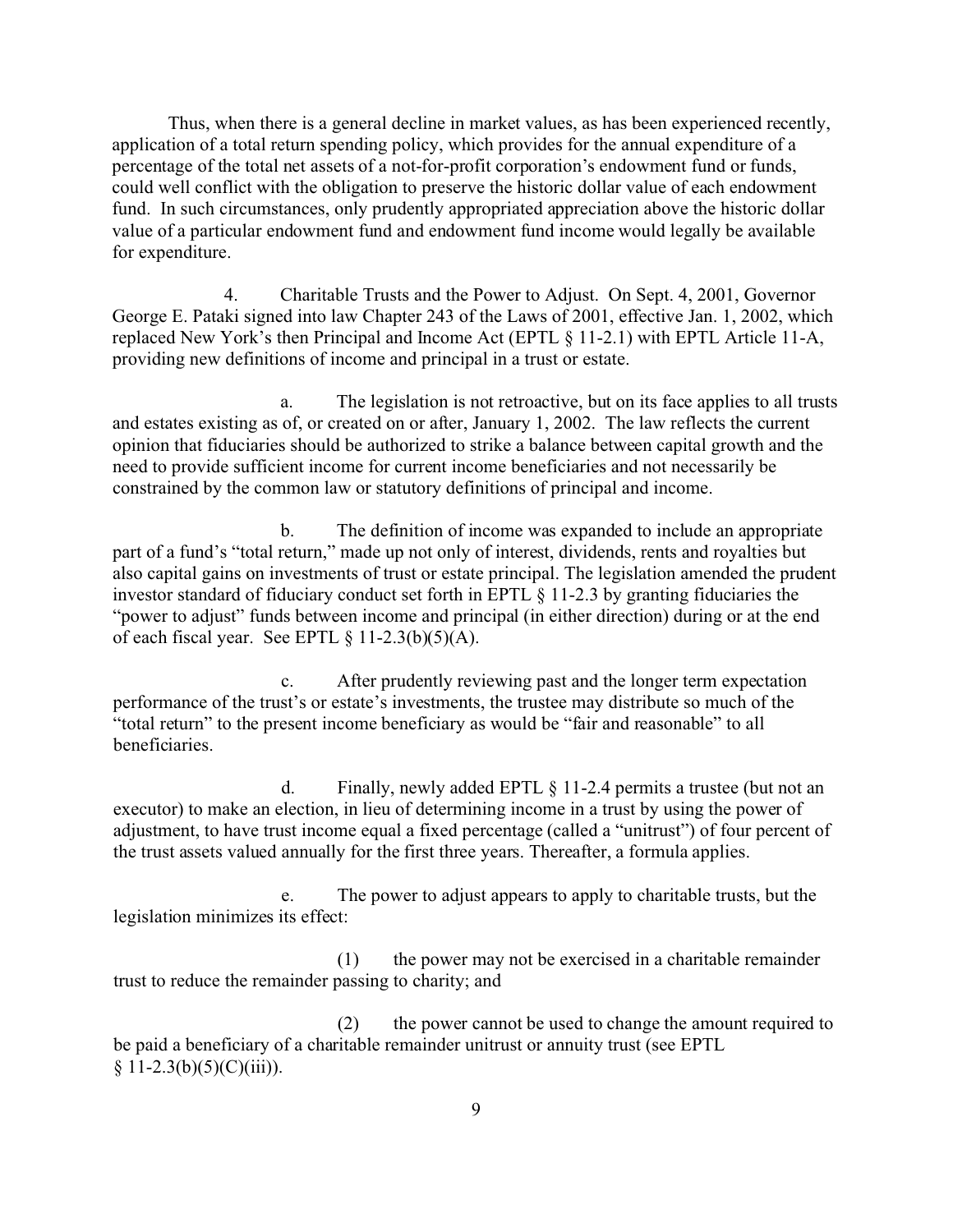Thus, when there is a general decline in market values, as has been experienced recently, application of a total return spending policy, which provides for the annual expenditure of a percentage of the total net assets of a not-for-profit corporation's endowment fund or funds, could well conflict with the obligation to preserve the historic dollar value of each endowment fund. In such circumstances, only prudently appropriated appreciation above the historic dollar value of a particular endowment fund and endowment fund income would legally be available for expenditure.

4. Charitable Trusts and the Power to Adjust. On Sept. 4, 2001, Governor George E. Pataki signed into law Chapter 243 of the Laws of 2001, effective Jan. 1, 2002, which replaced New York's then Principal and Income Act (EPTL § 11-2.1) with EPTL Article 11-A, providing new definitions of income and principal in a trust or estate.

a. The legislation is not retroactive, but on its face applies to all trusts and estates existing as of, or created on or after, January 1, 2002. The law reflects the current opinion that fiduciaries should be authorized to strike a balance between capital growth and the need to provide sufficient income for current income beneficiaries and not necessarily be constrained by the common law or statutory definitions of principal and income.

b. The definition of income was expanded to include an appropriate part of a fund's "total return," made up not only of interest, dividends, rents and royalties but also capital gains on investments of trust or estate principal. The legislation amended the prudent investor standard of fiduciary conduct set forth in EPTL § 11-2.3 by granting fiduciaries the "power to adjust" funds between income and principal (in either direction) during or at the end of each fiscal year. See EPTL § 11-2.3(b)(5)(A).

c. After prudently reviewing past and the longer term expectation performance of the trust's or estate's investments, the trustee may distribute so much of the "total return" to the present income beneficiary as would be "fair and reasonable" to all beneficiaries.

d. Finally, newly added EPTL § 11-2.4 permits a trustee (but not an executor) to make an election, in lieu of determining income in a trust by using the power of adjustment, to have trust income equal a fixed percentage (called a "unitrust") of four percent of the trust assets valued annually for the first three years. Thereafter, a formula applies.

e. The power to adjust appears to apply to charitable trusts, but the legislation minimizes its effect:

(1) the power may not be exercised in a charitable remainder trust to reduce the remainder passing to charity; and

(2) the power cannot be used to change the amount required to be paid a beneficiary of a charitable remainder unitrust or annuity trust (see EPTL § 11-2.3(b)(5)(C)(iii)).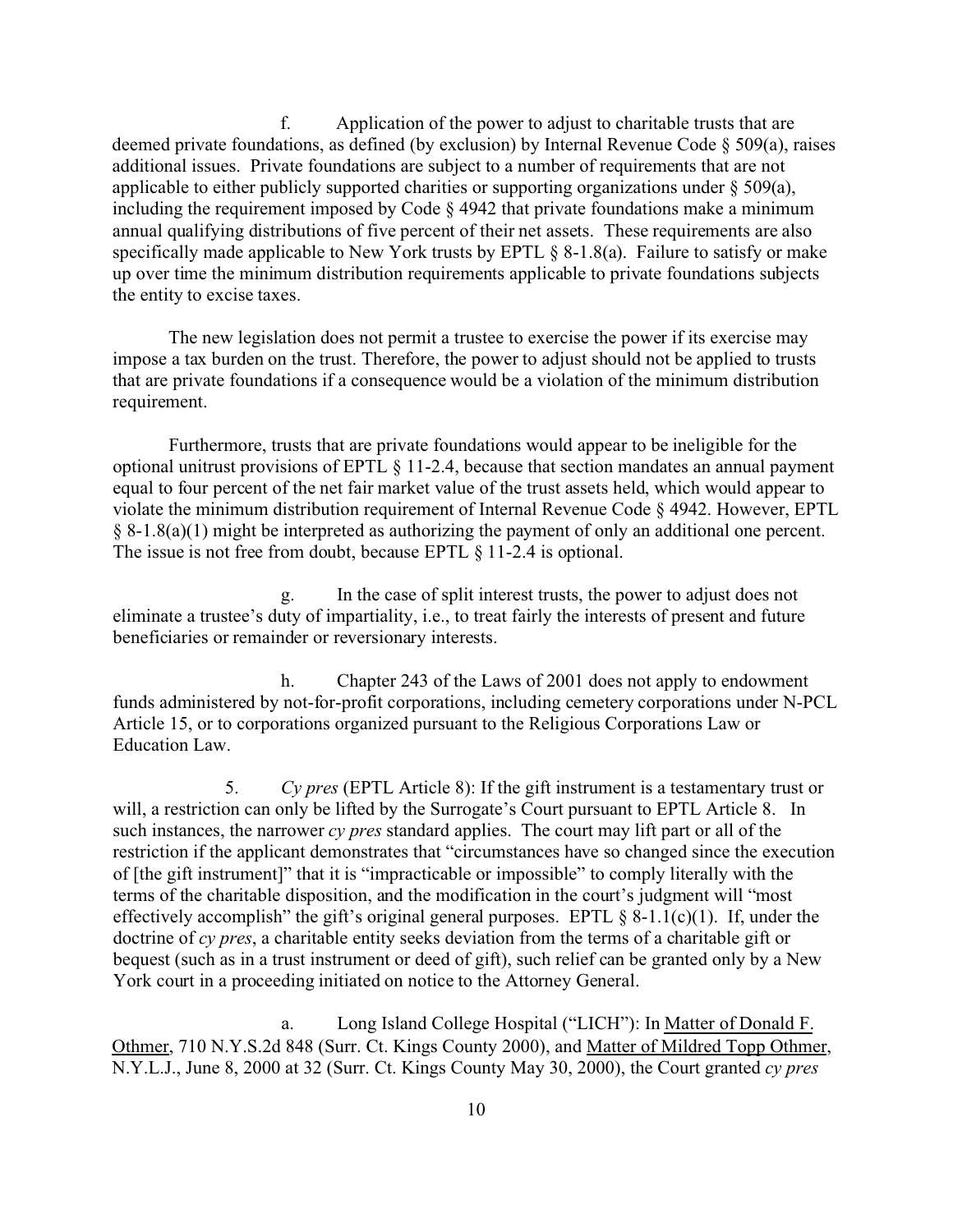f. Application of the power to adjust to charitable trusts that are deemed private foundations, as defined (by exclusion) by Internal Revenue Code § 509(a), raises additional issues. Private foundations are subject to a number of requirements that are not applicable to either publicly supported charities or supporting organizations under § 509(a), including the requirement imposed by Code § 4942 that private foundations make a minimum annual qualifying distributions of five percent of their net assets. These requirements are also specifically made applicable to New York trusts by EPTL § 8-1.8(a). Failure to satisfy or make up over time the minimum distribution requirements applicable to private foundations subjects the entity to excise taxes.

The new legislation does not permit a trustee to exercise the power if its exercise may impose a tax burden on the trust. Therefore, the power to adjust should not be applied to trusts that are private foundations if a consequence would be a violation of the minimum distribution requirement.

Furthermore, trusts that are private foundations would appear to be ineligible for the optional unitrust provisions of EPTL § 11-2.4, because that section mandates an annual payment equal to four percent of the net fair market value of the trust assets held, which would appear to violate the minimum distribution requirement of Internal Revenue Code § 4942. However, EPTL § 8-1.8(a)(1) might be interpreted as authorizing the payment of only an additional one percent. The issue is not free from doubt, because EPTL § 11-2.4 is optional.

g. In the case of split interest trusts, the power to adjust does not eliminate a trustee's duty of impartiality, i.e., to treat fairly the interests of present and future beneficiaries or remainder or reversionary interests.

h. Chapter 243 of the Laws of 2001 does not apply to endowment funds administered by not-for-profit corporations, including cemetery corporations under N-PCL Article 15, or to corporations organized pursuant to the Religious Corporations Law or Education Law.

5. *Cy pres* (EPTL Article 8): If the gift instrument is a testamentary trust or will, a restriction can only be lifted by the Surrogate's Court pursuant to EPTL Article 8. In such instances, the narrower *cy pres* standard applies. The court may lift part or all of the restriction if the applicant demonstrates that "circumstances have so changed since the execution of [the gift instrument]" that it is "impracticable or impossible" to comply literally with the terms of the charitable disposition, and the modification in the court's judgment will "most effectively accomplish" the gift's original general purposes. EPTL § 8-1.1(c)(1). If, under the doctrine of *cy pres*, a charitable entity seeks deviation from the terms of a charitable gift or bequest (such as in a trust instrument or deed of gift), such relief can be granted only by a New York court in a proceeding initiated on notice to the Attorney General.

a. Long Island College Hospital ("LICH"): In Matter of Donald F. Othmer, 710 N.Y.S.2d 848 (Surr. Ct. Kings County 2000), and Matter of Mildred Topp Othmer, N.Y.L.J., June 8, 2000 at 32 (Surr. Ct. Kings County May 30, 2000), the Court granted *cy pres*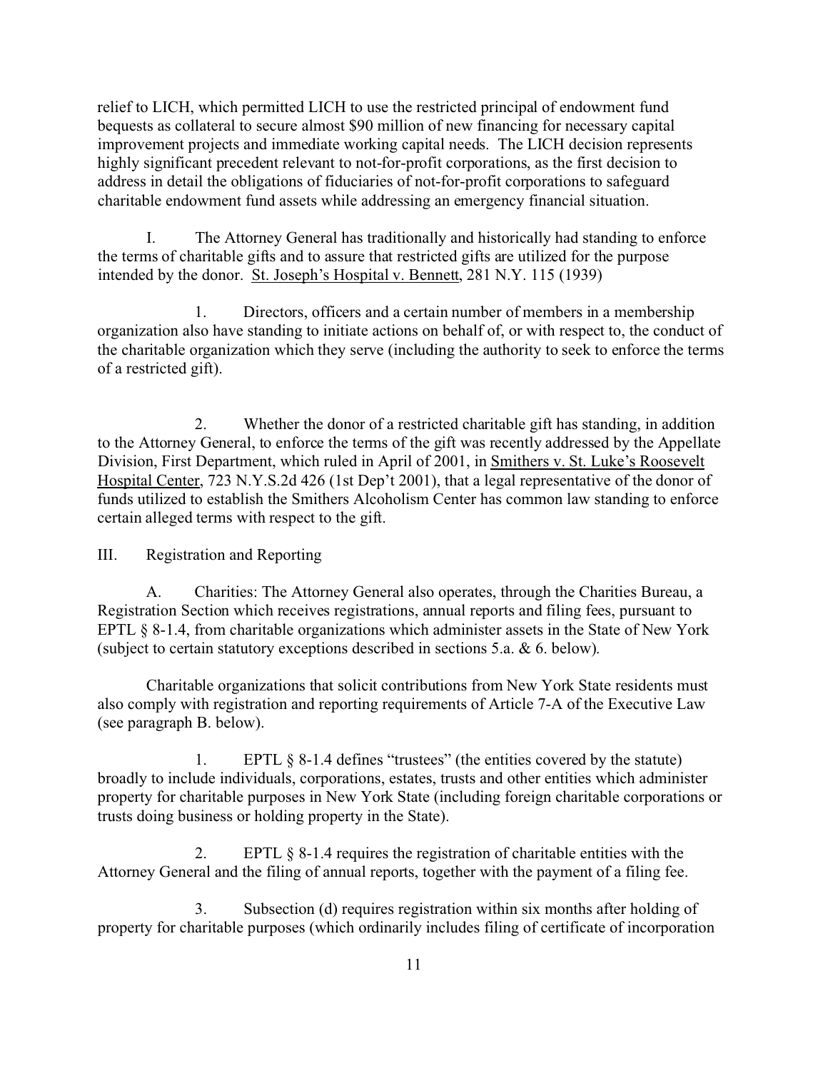relief to LICH, which permitted LICH to use the restricted principal of endowment fund bequests as collateral to secure almost $90 million of new financing for necessary capital improvement projects and immediate working capital needs. The LICH decision represents highly significant precedent relevant to not-for-profit corporations, as the first decision to address in detail the obligations of fiduciaries of not-for-profit corporations to safeguard charitable endowment fund assets while addressing an emergency financial situation.

I. The Attorney General has traditionally and historically had standing to enforce the terms of charitable gifts and to assure that restricted gifts are utilized for the purpose intended by the donor. St. Joseph's Hospital v. Bennett, 281 N.Y. 115 (1939)

1. Directors, officers and a certain number of members in a membership organization also have standing to initiate actions on behalf of, or with respect to, the conduct of the charitable organization which they serve (including the authority to seek to enforce the terms of a restricted gift).

2. Whether the donor of a restricted charitable gift has standing, in addition to the Attorney General, to enforce the terms of the gift was recently addressed by the Appellate Division, First Department, which ruled in April of 2001, in Smithers v. St. Luke's Roosevelt Hospital Center, 723 N.Y.S.2d 426 (1st Dep't 2001), that a legal representative of the donor of funds utilized to establish the Smithers Alcoholism Center has common law standing to enforce certain alleged terms with respect to the gift.

III. Registration and Reporting

A. Charities: The Attorney General also operates, through the Charities Bureau, a Registration Section which receives registrations, annual reports and filing fees, pursuant to EPTL § 8-1.4, from charitable organizations which administer assets in the State of New York (subject to certain statutory exceptions described in sections 5.a. & 6. below).

Charitable organizations that solicit contributions from New York State residents must also comply with registration and reporting requirements of Article 7-A of the Executive Law (see paragraph B. below).

1. EPTL § 8-1.4 defines "trustees" (the entities covered by the statute) broadly to include individuals, corporations, estates, trusts and other entities which administer property for charitable purposes in New York State (including foreign charitable corporations or trusts doing business or holding property in the State).

2. EPTL § 8-1.4 requires the registration of charitable entities with the Attorney General and the filing of annual reports, together with the payment of a filing fee.

3. Subsection (d) requires registration within six months after holding of property for charitable purposes (which ordinarily includes filing of certificate of incorporation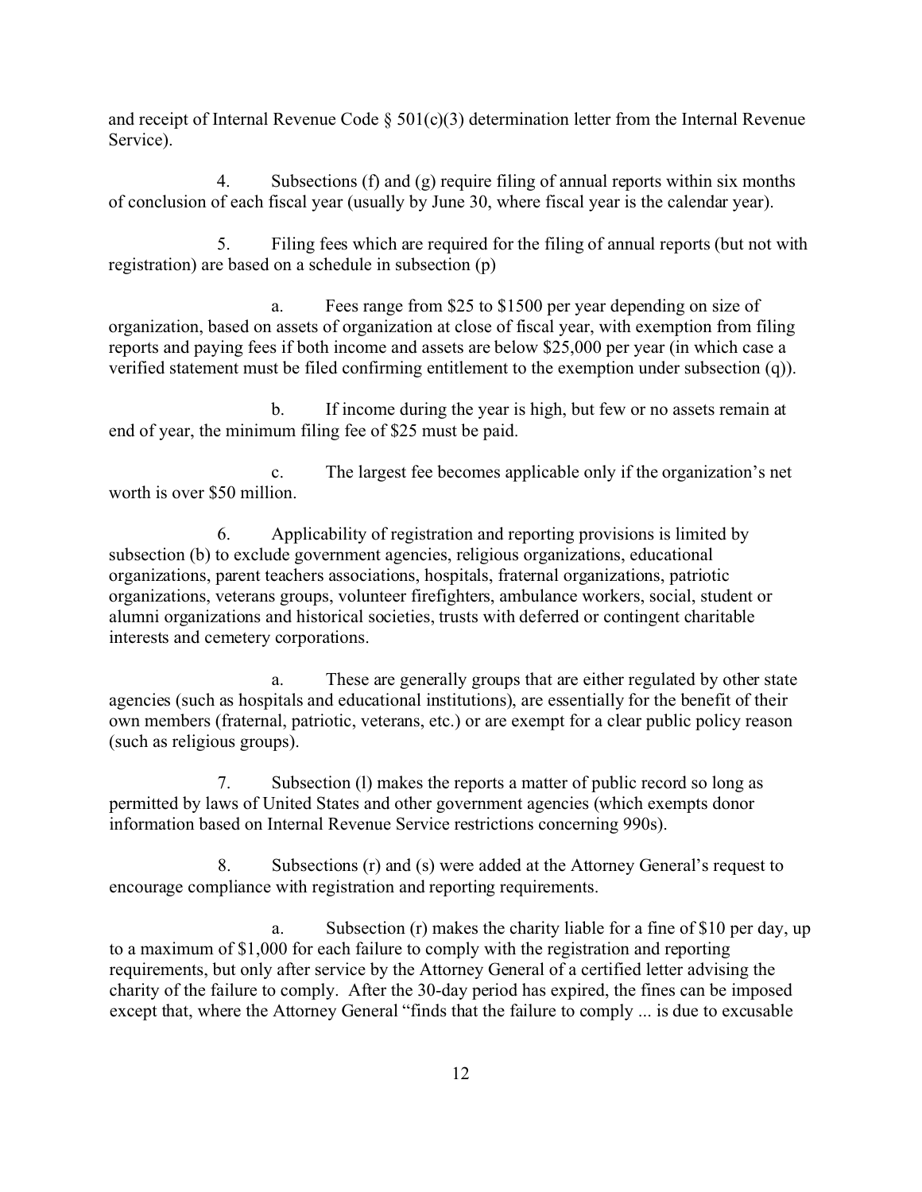and receipt of Internal Revenue Code § 501(c)(3) determination letter from the Internal Revenue Service).

4. Subsections (f) and (g) require filing of annual reports within six months of conclusion of each fiscal year (usually by June 30, where fiscal year is the calendar year).

5. Filing fees which are required for the filing of annual reports (but not with registration) are based on a schedule in subsection (p)

a. Fees range from $25 to $1500 per year depending on size of organization, based on assets of organization at close of fiscal year, with exemption from filing reports and paying fees if both income and assets are below $25,000 per year (in which case a verified statement must be filed confirming entitlement to the exemption under subsection (q)).

b. If income during the year is high, but few or no assets remain at end of year, the minimum filing fee of $25 must be paid.

c. The largest fee becomes applicable only if the organization's net worth is over $50 million.

6. Applicability of registration and reporting provisions is limited by subsection (b) to exclude government agencies, religious organizations, educational organizations, parent teachers associations, hospitals, fraternal organizations, patriotic organizations, veterans groups, volunteer firefighters, ambulance workers, social, student or alumni organizations and historical societies, trusts with deferred or contingent charitable interests and cemetery corporations.

a. These are generally groups that are either regulated by other state agencies (such as hospitals and educational institutions), are essentially for the benefit of their own members (fraternal, patriotic, veterans, etc.) or are exempt for a clear public policy reason (such as religious groups).

7. Subsection (l) makes the reports a matter of public record so long as permitted by laws of United States and other government agencies (which exempts donor information based on Internal Revenue Service restrictions concerning 990s).

8. Subsections (r) and (s) were added at the Attorney General's request to encourage compliance with registration and reporting requirements.

a. Subsection (r) makes the charity liable for a fine of $10 per day, up to a maximum of $1,000 for each failure to comply with the registration and reporting requirements, but only after service by the Attorney General of a certified letter advising the charity of the failure to comply. After the 30-day period has expired, the fines can be imposed except that, where the Attorney General "finds that the failure to comply ... is due to excusable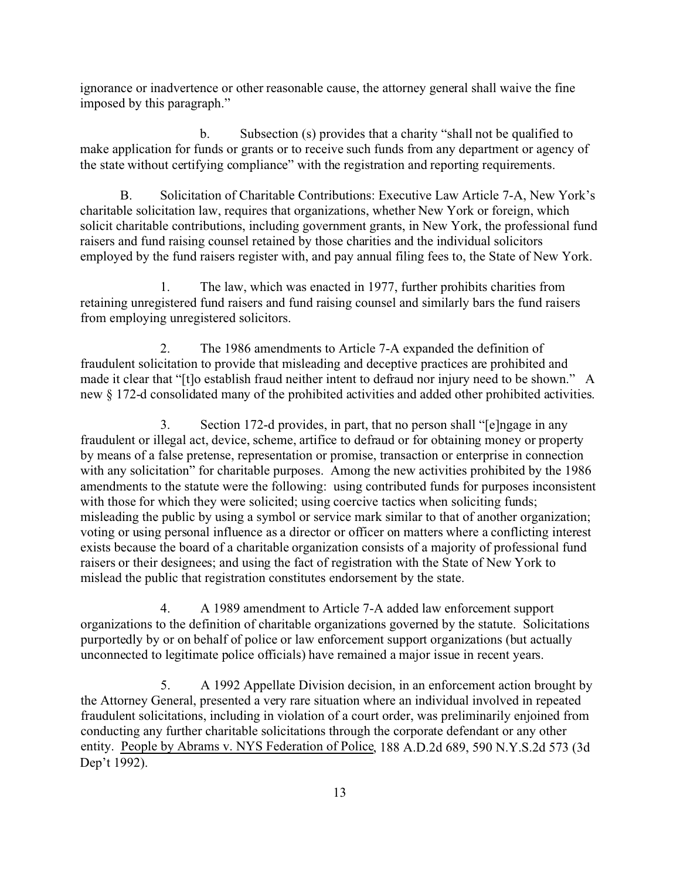ignorance or inadvertence or other reasonable cause, the attorney general shall waive the fine imposed by this paragraph."

b. Subsection (s) provides that a charity "shall not be qualified to make application for funds or grants or to receive such funds from any department or agency of the state without certifying compliance" with the registration and reporting requirements.

B. Solicitation of Charitable Contributions: Executive Law Article 7-A, New York's charitable solicitation law, requires that organizations, whether New York or foreign, which solicit charitable contributions, including government grants, in New York, the professional fund raisers and fund raising counsel retained by those charities and the individual solicitors employed by the fund raisers register with, and pay annual filing fees to, the State of New York.

1. The law, which was enacted in 1977, further prohibits charities from retaining unregistered fund raisers and fund raising counsel and similarly bars the fund raisers from employing unregistered solicitors.

2. The 1986 amendments to Article 7-A expanded the definition of fraudulent solicitation to provide that misleading and deceptive practices are prohibited and made it clear that "[t]o establish fraud neither intent to defraud nor injury need to be shown." A new § 172-d consolidated many of the prohibited activities and added other prohibited activities.

3. Section 172-d provides, in part, that no person shall "[e]ngage in any fraudulent or illegal act, device, scheme, artifice to defraud or for obtaining money or property by means of a false pretense, representation or promise, transaction or enterprise in connection with any solicitation" for charitable purposes. Among the new activities prohibited by the 1986 amendments to the statute were the following: using contributed funds for purposes inconsistent with those for which they were solicited; using coercive tactics when soliciting funds; misleading the public by using a symbol or service mark similar to that of another organization; voting or using personal influence as a director or officer on matters where a conflicting interest exists because the board of a charitable organization consists of a majority of professional fund raisers or their designees; and using the fact of registration with the State of New York to mislead the public that registration constitutes endorsement by the state.

4. A 1989 amendment to Article 7-A added law enforcement support organizations to the definition of charitable organizations governed by the statute. Solicitations purportedly by or on behalf of police or law enforcement support organizations (but actually unconnected to legitimate police officials) have remained a major issue in recent years.

5. A 1992 Appellate Division decision, in an enforcement action brought by the Attorney General, presented a very rare situation where an individual involved in repeated fraudulent solicitations, including in violation of a court order, was preliminarily enjoined from conducting any further charitable solicitations through the corporate defendant or any other entity. People by Abrams v. NYS Federation of Police, 188 A.D.2d 689, 590 N.Y.S.2d 573 (3d Dep't 1992).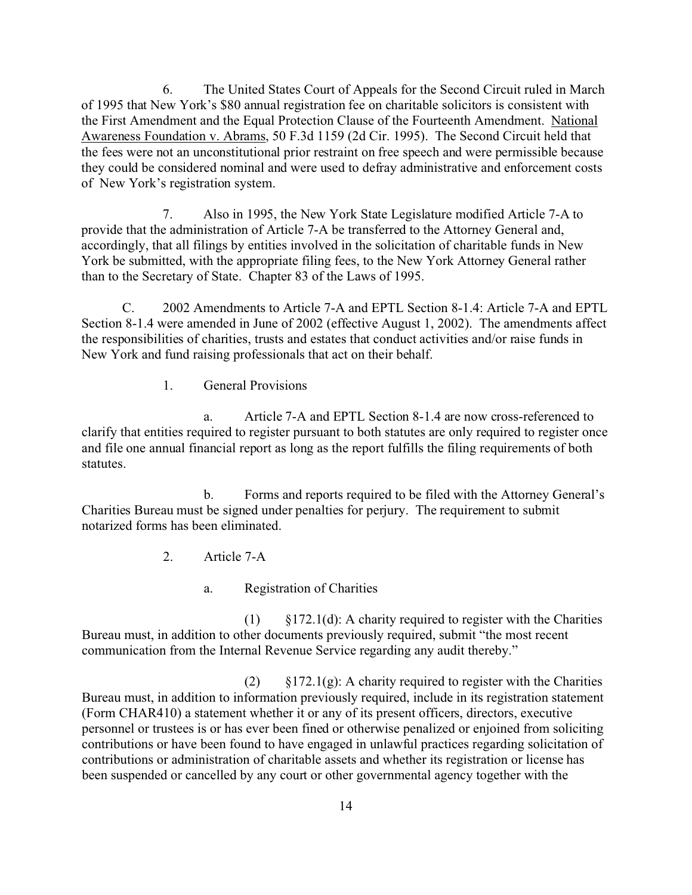6. The United States Court of Appeals for the Second Circuit ruled in March of 1995 that New York's $80 annual registration fee on charitable solicitors is consistent with the First Amendment and the Equal Protection Clause of the Fourteenth Amendment. National Awareness Foundation v. Abrams, 50 F.3d 1159 (2d Cir. 1995). The Second Circuit held that the fees were not an unconstitutional prior restraint on free speech and were permissible because they could be considered nominal and were used to defray administrative and enforcement costs of New York's registration system.

7. Also in 1995, the New York State Legislature modified Article 7-A to provide that the administration of Article 7-A be transferred to the Attorney General and, accordingly, that all filings by entities involved in the solicitation of charitable funds in New York be submitted, with the appropriate filing fees, to the New York Attorney General rather than to the Secretary of State. Chapter 83 of the Laws of 1995.

C. 2002 Amendments to Article 7-A and EPTL Section 8-1.4: Article 7-A and EPTL Section 8-1.4 were amended in June of 2002 (effective August 1, 2002). The amendments affect the responsibilities of charities, trusts and estates that conduct activities and/or raise funds in New York and fund raising professionals that act on their behalf.

1. General Provisions

a. Article 7-A and EPTL Section 8-1.4 are now cross-referenced to clarify that entities required to register pursuant to both statutes are only required to register once and file one annual financial report as long as the report fulfills the filing requirements of both statutes.

b. Forms and reports required to be filed with the Attorney General's Charities Bureau must be signed under penalties for perjury. The requirement to submit notarized forms has been eliminated.

2. Article 7-A

a. Registration of Charities

(1) §172.1(d): A charity required to register with the Charities Bureau must, in addition to other documents previously required, submit "the most recent communication from the Internal Revenue Service regarding any audit thereby."

(2) §172.1(g): A charity required to register with the Charities Bureau must, in addition to information previously required, include in its registration statement (Form CHAR410) a statement whether it or any of its present officers, directors, executive personnel or trustees is or has ever been fined or otherwise penalized or enjoined from soliciting contributions or have been found to have engaged in unlawful practices regarding solicitation of contributions or administration of charitable assets and whether its registration or license has been suspended or cancelled by any court or other governmental agency together with the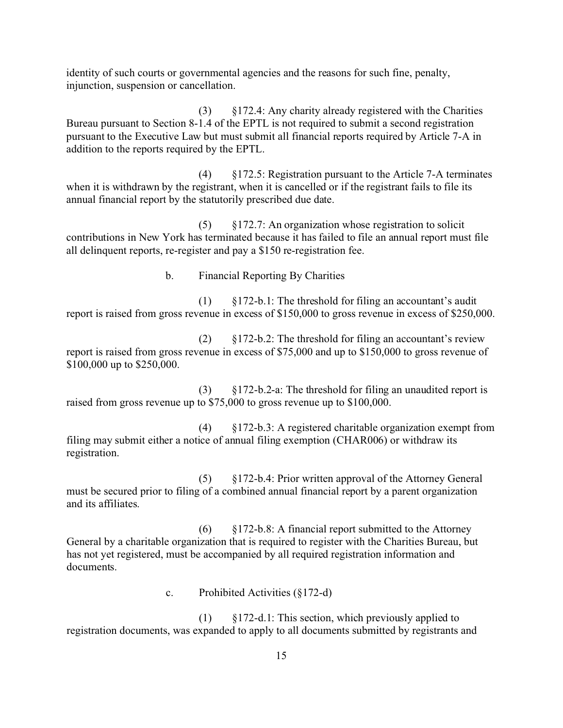identity of such courts or governmental agencies and the reasons for such fine, penalty, injunction, suspension or cancellation.

(3) §172.4: Any charity already registered with the Charities Bureau pursuant to Section 8-1.4 of the EPTL is not required to submit a second registration pursuant to the Executive Law but must submit all financial reports required by Article 7-A in addition to the reports required by the EPTL.

(4) §172.5: Registration pursuant to the Article 7-A terminates when it is withdrawn by the registrant, when it is cancelled or if the registrant fails to file its annual financial report by the statutorily prescribed due date.

(5) §172.7: An organization whose registration to solicit contributions in New York has terminated because it has failed to file an annual report must file all delinquent reports, re-register and pay a $150 re-registration fee.

b. Financial Reporting By Charities

(1) §172-b.1: The threshold for filing an accountant's audit report is raised from gross revenue in excess of $150,000 to gross revenue in excess of $250,000.

(2) §172-b.2: The threshold for filing an accountant's review report is raised from gross revenue in excess of $75,000 and up to $150,000 to gross revenue of $100,000 up to $250,000.

(3) §172-b.2-a: The threshold for filing an unaudited report is raised from gross revenue up to $75,000 to gross revenue up to $100,000.

(4) §172-b.3: A registered charitable organization exempt from filing may submit either a notice of annual filing exemption (CHAR006) or withdraw its registration.

(5) §172-b.4: Prior written approval of the Attorney General must be secured prior to filing of a combined annual financial report by a parent organization and its affiliates.

(6) §172-b.8: A financial report submitted to the Attorney General by a charitable organization that is required to register with the Charities Bureau, but has not yet registered, must be accompanied by all required registration information and documents.

c. Prohibited Activities (§172-d)

(1) §172-d.1: This section, which previously applied to registration documents, was expanded to apply to all documents submitted by registrants and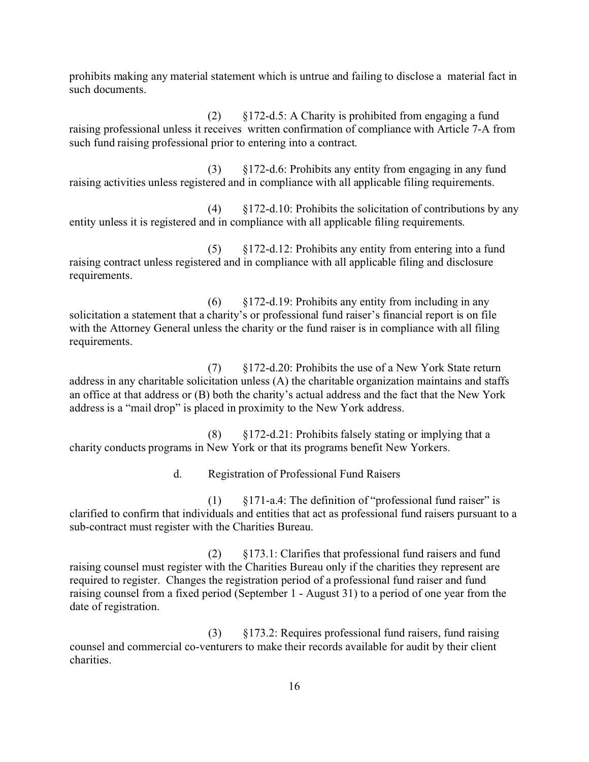prohibits making any material statement which is untrue and failing to disclose a material fact in such documents.

(2) §172-d.5: A Charity is prohibited from engaging a fund raising professional unless it receives written confirmation of compliance with Article 7-A from such fund raising professional prior to entering into a contract.

(3) §172-d.6: Prohibits any entity from engaging in any fund raising activities unless registered and in compliance with all applicable filing requirements.

(4) §172-d.10: Prohibits the solicitation of contributions by any entity unless it is registered and in compliance with all applicable filing requirements.

(5) §172-d.12: Prohibits any entity from entering into a fund raising contract unless registered and in compliance with all applicable filing and disclosure requirements.

(6) §172-d.19: Prohibits any entity from including in any solicitation a statement that a charity's or professional fund raiser's financial report is on file with the Attorney General unless the charity or the fund raiser is in compliance with all filing requirements.

(7) §172-d.20: Prohibits the use of a New York State return address in any charitable solicitation unless (A) the charitable organization maintains and staffs an office at that address or (B) both the charity's actual address and the fact that the New York address is a "mail drop" is placed in proximity to the New York address.

(8) §172-d.21: Prohibits falsely stating or implying that a charity conducts programs in New York or that its programs benefit New Yorkers.

d. Registration of Professional Fund Raisers

(1) §171-a.4: The definition of "professional fund raiser" is clarified to confirm that individuals and entities that act as professional fund raisers pursuant to a sub-contract must register with the Charities Bureau.

(2) §173.1: Clarifies that professional fund raisers and fund raising counsel must register with the Charities Bureau only if the charities they represent are required to register. Changes the registration period of a professional fund raiser and fund raising counsel from a fixed period (September 1 - August 31) to a period of one year from the date of registration.

(3) §173.2: Requires professional fund raisers, fund raising counsel and commercial co-venturers to make their records available for audit by their client charities.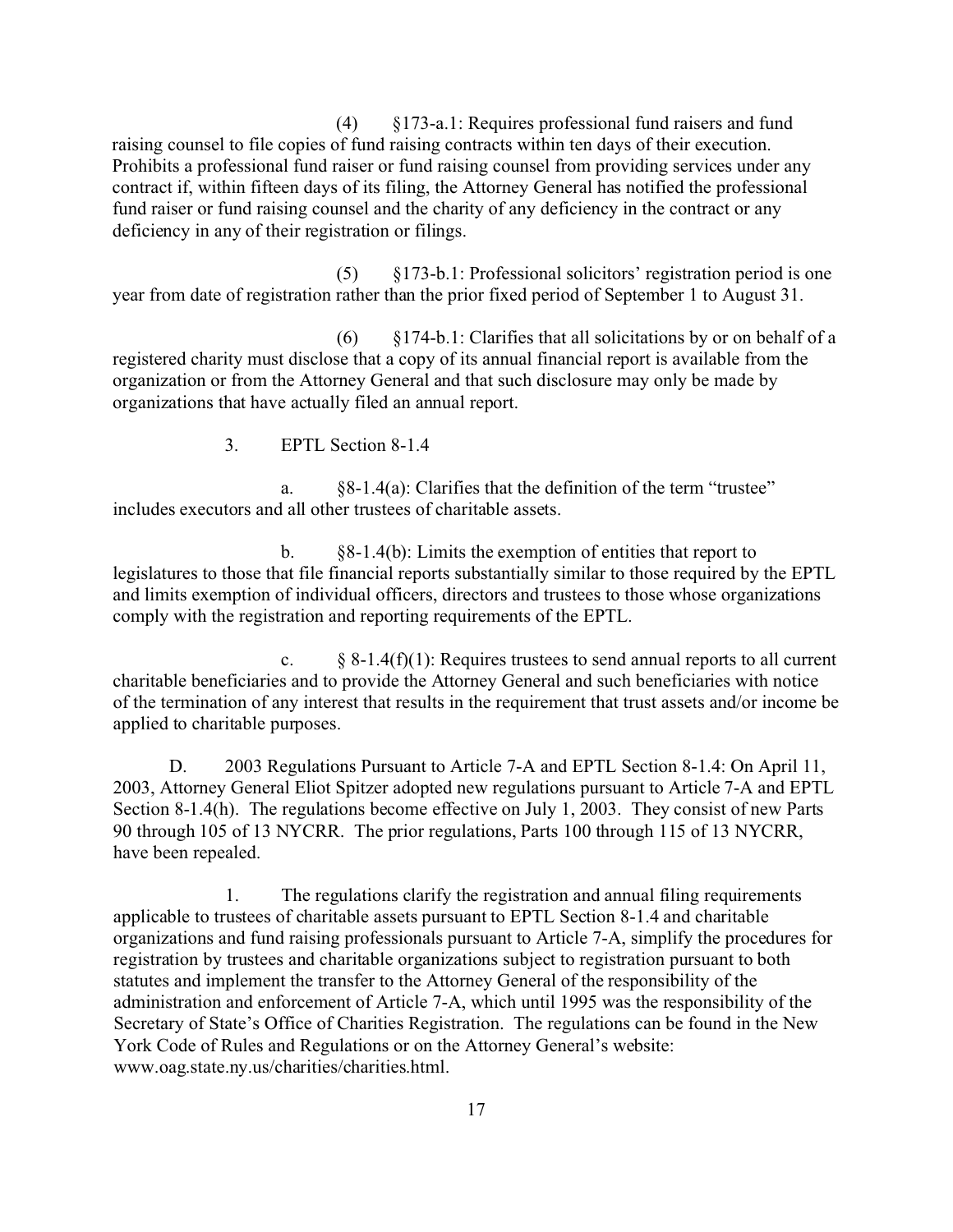(4) §173-a.1: Requires professional fund raisers and fund raising counsel to file copies of fund raising contracts within ten days of their execution. Prohibits a professional fund raiser or fund raising counsel from providing services under any contract if, within fifteen days of its filing, the Attorney General has notified the professional fund raiser or fund raising counsel and the charity of any deficiency in the contract or any deficiency in any of their registration or filings.

(5) §173-b.1: Professional solicitors' registration period is one year from date of registration rather than the prior fixed period of September 1 to August 31.

(6) §174-b.1: Clarifies that all solicitations by or on behalf of a registered charity must disclose that a copy of its annual financial report is available from the organization or from the Attorney General and that such disclosure may only be made by organizations that have actually filed an annual report.

3. EPTL Section 8-1.4

a. §8-1.4(a): Clarifies that the definition of the term "trustee" includes executors and all other trustees of charitable assets.

b. §8-1.4(b): Limits the exemption of entities that report to legislatures to those that file financial reports substantially similar to those required by the EPTL and limits exemption of individual officers, directors and trustees to those whose organizations comply with the registration and reporting requirements of the EPTL.

c. § 8-1.4(f)(1): Requires trustees to send annual reports to all current charitable beneficiaries and to provide the Attorney General and such beneficiaries with notice of the termination of any interest that results in the requirement that trust assets and/or income be applied to charitable purposes.

D. 2003 Regulations Pursuant to Article 7-A and EPTL Section 8-1.4: On April 11, 2003, Attorney General Eliot Spitzer adopted new regulations pursuant to Article 7-A and EPTL Section 8-1.4(h). The regulations become effective on July 1, 2003. They consist of new Parts 90 through 105 of 13 NYCRR. The prior regulations, Parts 100 through 115 of 13 NYCRR, have been repealed.

1. The regulations clarify the registration and annual filing requirements applicable to trustees of charitable assets pursuant to EPTL Section 8-1.4 and charitable organizations and fund raising professionals pursuant to Article 7-A, simplify the procedures for registration by trustees and charitable organizations subject to registration pursuant to both statutes and implement the transfer to the Attorney General of the responsibility of the administration and enforcement of Article 7-A, which until 1995 was the responsibility of the Secretary of State's Office of Charities Registration. The regulations can be found in the New York Code of Rules and Regulations or on the Attorney General's website: www.oag.state.ny.us/charities/charities.html.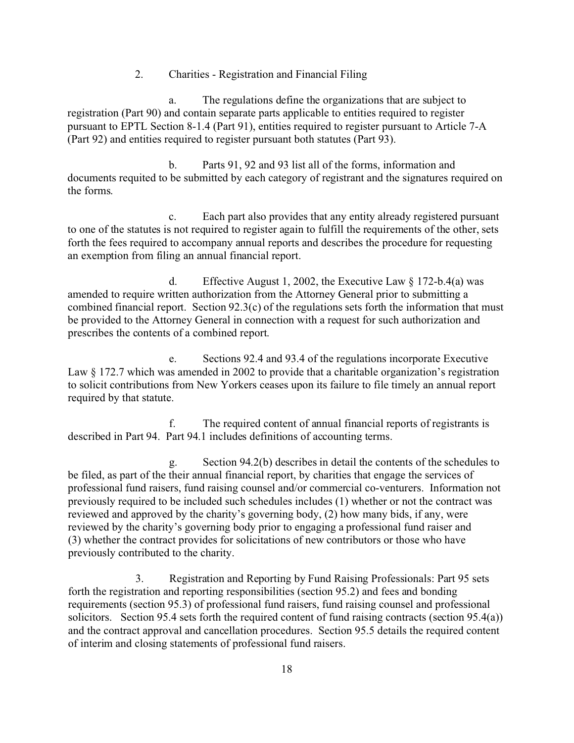2. Charities - Registration and Financial Filing

a. The regulations define the organizations that are subject to registration (Part 90) and contain separate parts applicable to entities required to register pursuant to EPTL Section 8-1.4 (Part 91), entities required to register pursuant to Article 7-A (Part 92) and entities required to register pursuant both statutes (Part 93).

b. Parts 91, 92 and 93 list all of the forms, information and documents requited to be submitted by each category of registrant and the signatures required on the forms.

c. Each part also provides that any entity already registered pursuant to one of the statutes is not required to register again to fulfill the requirements of the other, sets forth the fees required to accompany annual reports and describes the procedure for requesting an exemption from filing an annual financial report.

d. Effective August 1, 2002, the Executive Law § 172-b.4(a) was amended to require written authorization from the Attorney General prior to submitting a combined financial report. Section 92.3(c) of the regulations sets forth the information that must be provided to the Attorney General in connection with a request for such authorization and prescribes the contents of a combined report.

e. Sections 92.4 and 93.4 of the regulations incorporate Executive Law § 172.7 which was amended in 2002 to provide that a charitable organization's registration to solicit contributions from New Yorkers ceases upon its failure to file timely an annual report required by that statute.

f. The required content of annual financial reports of registrants is described in Part 94. Part 94.1 includes definitions of accounting terms.

g. Section 94.2(b) describes in detail the contents of the schedules to be filed, as part of the their annual financial report, by charities that engage the services of professional fund raisers, fund raising counsel and/or commercial co-venturers. Information not previously required to be included such schedules includes (1) whether or not the contract was reviewed and approved by the charity's governing body, (2) how many bids, if any, were reviewed by the charity's governing body prior to engaging a professional fund raiser and (3) whether the contract provides for solicitations of new contributors or those who have previously contributed to the charity.

3. Registration and Reporting by Fund Raising Professionals: Part 95 sets forth the registration and reporting responsibilities (section 95.2) and fees and bonding requirements (section 95.3) of professional fund raisers, fund raising counsel and professional solicitors. Section 95.4 sets forth the required content of fund raising contracts (section 95.4(a)) and the contract approval and cancellation procedures. Section 95.5 details the required content of interim and closing statements of professional fund raisers.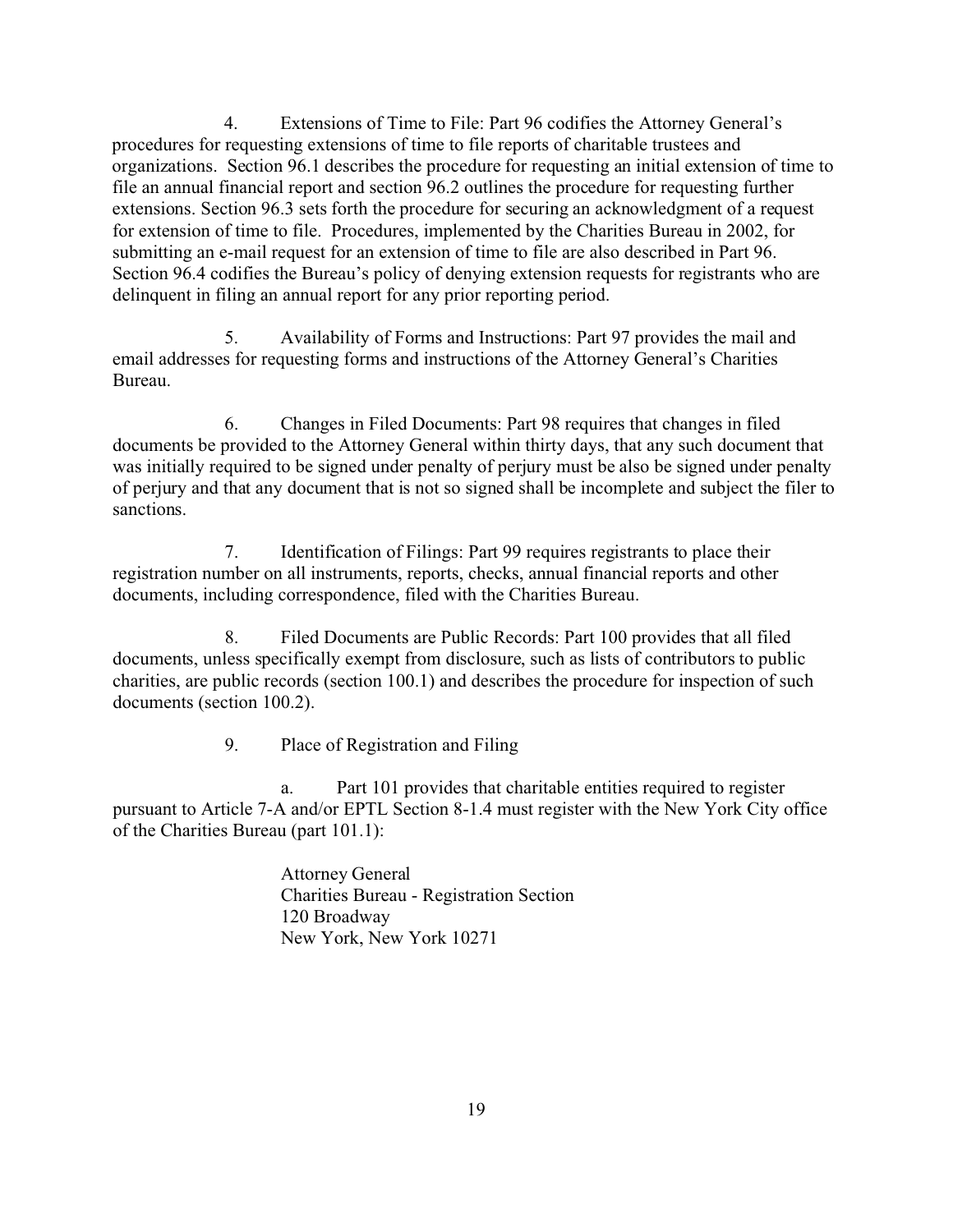4. Extensions of Time to File: Part 96 codifies the Attorney General's procedures for requesting extensions of time to file reports of charitable trustees and organizations. Section 96.1 describes the procedure for requesting an initial extension of time to file an annual financial report and section 96.2 outlines the procedure for requesting further extensions. Section 96.3 sets forth the procedure for securing an acknowledgment of a request for extension of time to file. Procedures, implemented by the Charities Bureau in 2002, for submitting an e-mail request for an extension of time to file are also described in Part 96. Section 96.4 codifies the Bureau's policy of denying extension requests for registrants who are delinquent in filing an annual report for any prior reporting period.

5. Availability of Forms and Instructions: Part 97 provides the mail and email addresses for requesting forms and instructions of the Attorney General's Charities Bureau.

6. Changes in Filed Documents: Part 98 requires that changes in filed documents be provided to the Attorney General within thirty days, that any such document that was initially required to be signed under penalty of perjury must be also be signed under penalty of perjury and that any document that is not so signed shall be incomplete and subject the filer to sanctions.

7. Identification of Filings: Part 99 requires registrants to place their registration number on all instruments, reports, checks, annual financial reports and other documents, including correspondence, filed with the Charities Bureau.

8. Filed Documents are Public Records: Part 100 provides that all filed documents, unless specifically exempt from disclosure, such as lists of contributors to public charities, are public records (section 100.1) and describes the procedure for inspection of such documents (section 100.2).

9. Place of Registration and Filing

a. Part 101 provides that charitable entities required to register pursuant to Article 7-A and/or EPTL Section 8-1.4 must register with the New York City office of the Charities Bureau (part 101.1):

Attorney General
Charities Bureau - Registration Section
120 Broadway
New York, New York 10271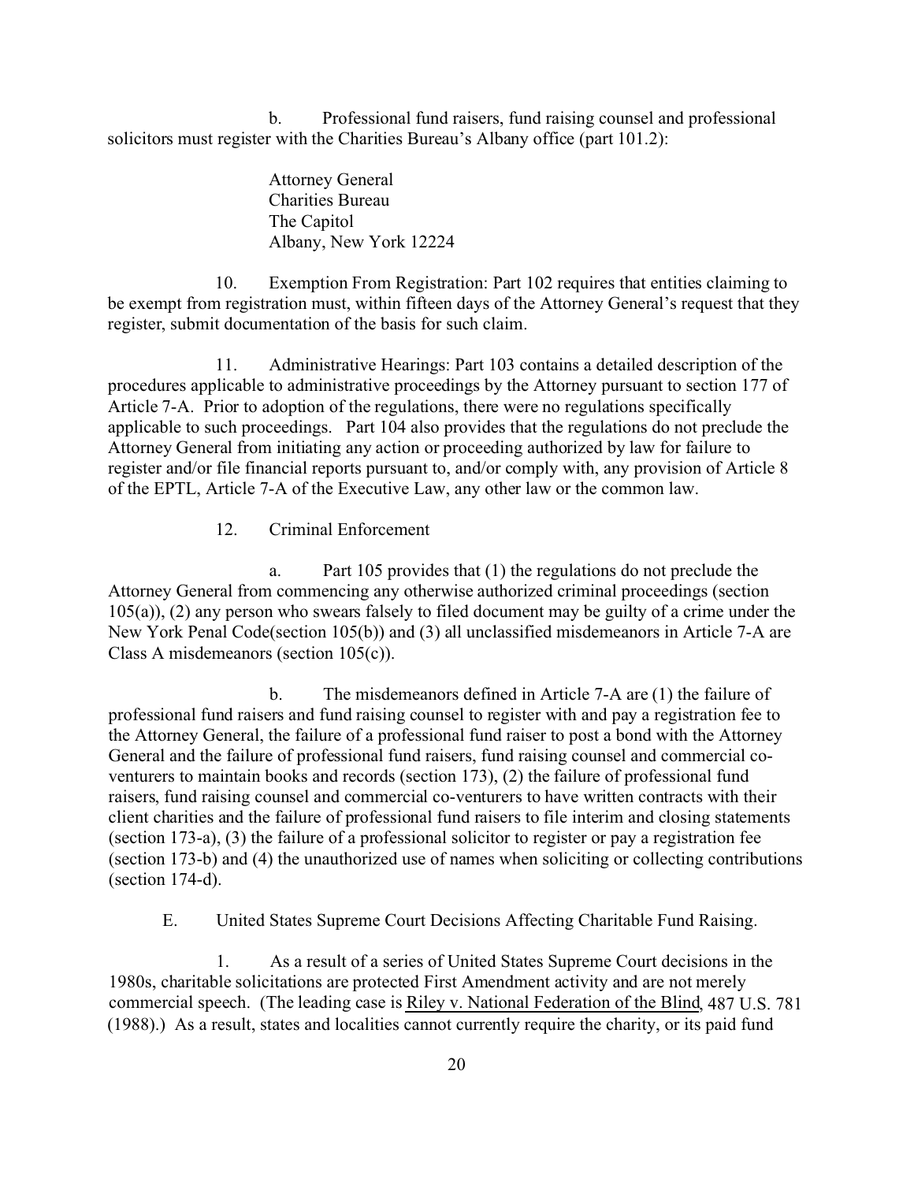b. Professional fund raisers, fund raising counsel and professional solicitors must register with the Charities Bureau's Albany office (part 101.2):

Attorney General
Charities Bureau
The Capitol
Albany, New York 12224

10. Exemption From Registration: Part 102 requires that entities claiming to be exempt from registration must, within fifteen days of the Attorney General's request that they register, submit documentation of the basis for such claim.

11. Administrative Hearings: Part 103 contains a detailed description of the procedures applicable to administrative proceedings by the Attorney pursuant to section 177 of Article 7-A. Prior to adoption of the regulations, there were no regulations specifically applicable to such proceedings. Part 104 also provides that the regulations do not preclude the Attorney General from initiating any action or proceeding authorized by law for failure to register and/or file financial reports pursuant to, and/or comply with, any provision of Article 8 of the EPTL, Article 7-A of the Executive Law, any other law or the common law.

12. Criminal Enforcement

a. Part 105 provides that (1) the regulations do not preclude the Attorney General from commencing any otherwise authorized criminal proceedings (section 105(a)), (2) any person who swears falsely to filed document may be guilty of a crime under the New York Penal Code(section 105(b)) and (3) all unclassified misdemeanors in Article 7-A are Class A misdemeanors (section 105(c)).

b. The misdemeanors defined in Article 7-A are (1) the failure of professional fund raisers and fund raising counsel to register with and pay a registration fee to the Attorney General, the failure of a professional fund raiser to post a bond with the Attorney General and the failure of professional fund raisers, fund raising counsel and commercial co-venturers to maintain books and records (section 173), (2) the failure of professional fund raisers, fund raising counsel and commercial co-venturers to have written contracts with their client charities and the failure of professional fund raisers to file interim and closing statements (section 173-a), (3) the failure of a professional solicitor to register or pay a registration fee (section 173-b) and (4) the unauthorized use of names when soliciting or collecting contributions (section 174-d).

E. United States Supreme Court Decisions Affecting Charitable Fund Raising.

1. As a result of a series of United States Supreme Court decisions in the 1980s, charitable solicitations are protected First Amendment activity and are not merely commercial speech. (The leading case is Riley v. National Federation of the Blind, 487 U.S. 781 (1988).) As a result, states and localities cannot currently require the charity, or its paid fund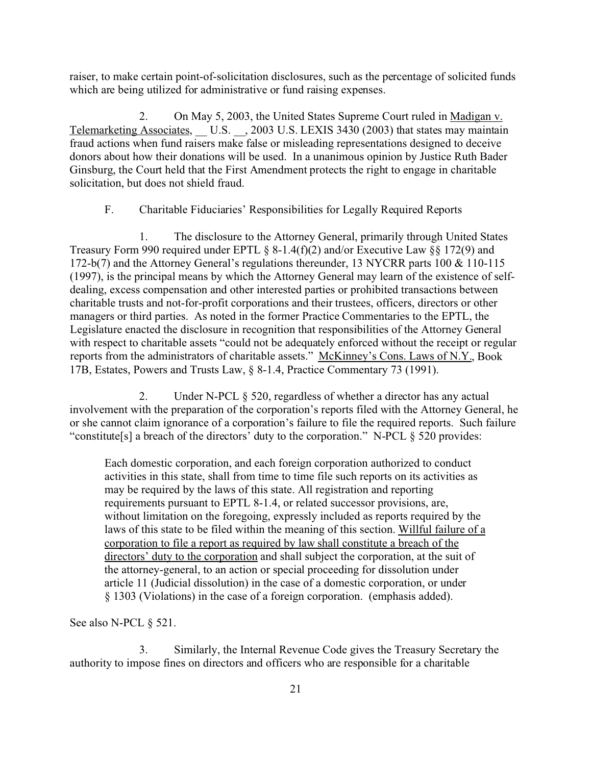raiser, to make certain point-of-solicitation disclosures, such as the percentage of solicited funds which are being utilized for administrative or fund raising expenses.

2. On May 5, 2003, the United States Supreme Court ruled in Madigan v. Telemarketing Associates, __ U.S. __, 2003 U.S. LEXIS 3430 (2003) that states may maintain fraud actions when fund raisers make false or misleading representations designed to deceive donors about how their donations will be used. In a unanimous opinion by Justice Ruth Bader Ginsburg, the Court held that the First Amendment protects the right to engage in charitable solicitation, but does not shield fraud.

F. Charitable Fiduciaries' Responsibilities for Legally Required Reports

1. The disclosure to the Attorney General, primarily through United States Treasury Form 990 required under EPTL § 8-1.4(f)(2) and/or Executive Law §§ 172(9) and 172-b(7) and the Attorney General's regulations thereunder, 13 NYCRR parts 100 & 110-115 (1997), is the principal means by which the Attorney General may learn of the existence of self-dealing, excess compensation and other interested parties or prohibited transactions between charitable trusts and not-for-profit corporations and their trustees, officers, directors or other managers or third parties. As noted in the former Practice Commentaries to the EPTL, the Legislature enacted the disclosure in recognition that responsibilities of the Attorney General with respect to charitable assets "could not be adequately enforced without the receipt or regular reports from the administrators of charitable assets." McKinney's Cons. Laws of N.Y., Book 17B, Estates, Powers and Trusts Law, § 8-1.4, Practice Commentary 73 (1991).

2. Under N-PCL § 520, regardless of whether a director has any actual involvement with the preparation of the corporation's reports filed with the Attorney General, he or she cannot claim ignorance of a corporation's failure to file the required reports. Such failure "constitute[s] a breach of the directors' duty to the corporation." N-PCL § 520 provides:

> Each domestic corporation, and each foreign corporation authorized to conduct activities in this state, shall from time to time file such reports on its activities as may be required by the laws of this state. All registration and reporting requirements pursuant to EPTL 8-1.4, or related successor provisions, are, without limitation on the foregoing, expressly included as reports required by the laws of this state to be filed within the meaning of this section. Willful failure of a corporation to file a report as required by law shall constitute a breach of the directors' duty to the corporation and shall subject the corporation, at the suit of the attorney-general, to an action or special proceeding for dissolution under article 11 (Judicial dissolution) in the case of a domestic corporation, or under § 1303 (Violations) in the case of a foreign corporation. (emphasis added).

See also N-PCL § 521.

3. Similarly, the Internal Revenue Code gives the Treasury Secretary the authority to impose fines on directors and officers who are responsible for a charitable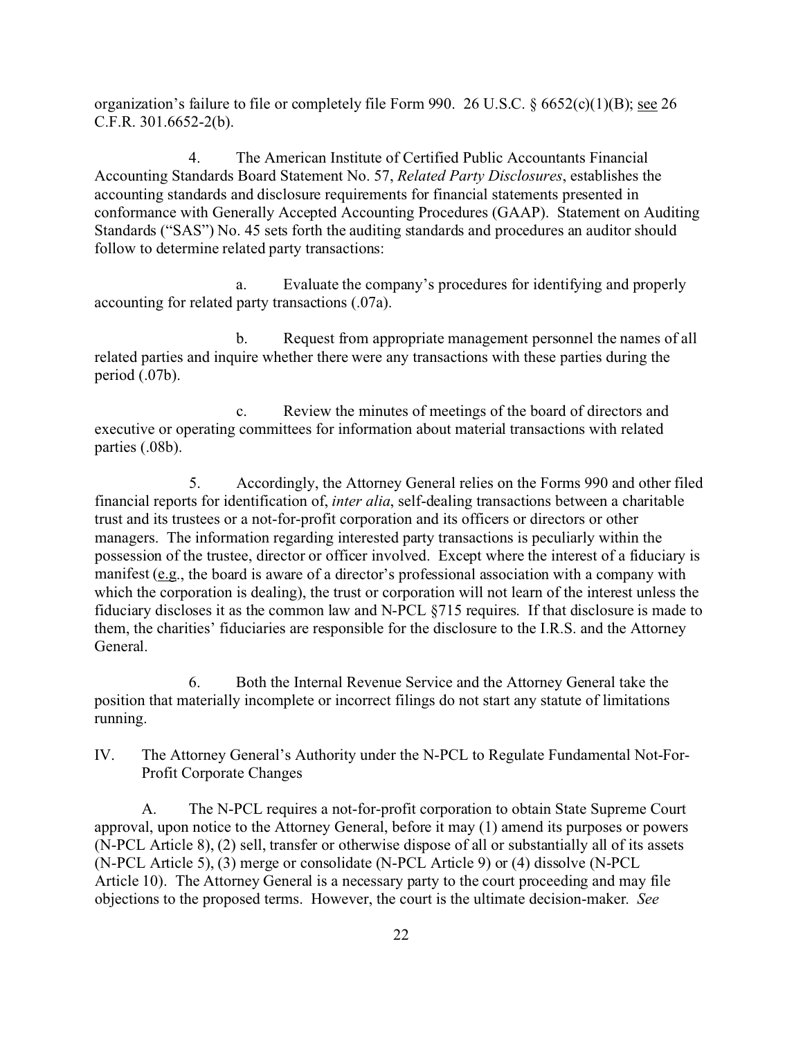organization's failure to file or completely file Form 990. 26 U.S.C. § 6652(c)(1)(B); see 26 C.F.R. 301.6652-2(b).

4. The American Institute of Certified Public Accountants Financial Accounting Standards Board Statement No. 57, *Related Party Disclosures*, establishes the accounting standards and disclosure requirements for financial statements presented in conformance with Generally Accepted Accounting Procedures (GAAP). Statement on Auditing Standards ("SAS") No. 45 sets forth the auditing standards and procedures an auditor should follow to determine related party transactions:

a. Evaluate the company's procedures for identifying and properly accounting for related party transactions (.07a).

b. Request from appropriate management personnel the names of all related parties and inquire whether there were any transactions with these parties during the period (.07b).

c. Review the minutes of meetings of the board of directors and executive or operating committees for information about material transactions with related parties (.08b).

5. Accordingly, the Attorney General relies on the Forms 990 and other filed financial reports for identification of, *inter alia*, self-dealing transactions between a charitable trust and its trustees or a not-for-profit corporation and its officers or directors or other managers. The information regarding interested party transactions is peculiarly within the possession of the trustee, director or officer involved. Except where the interest of a fiduciary is manifest (e.g., the board is aware of a director's professional association with a company with which the corporation is dealing), the trust or corporation will not learn of the interest unless the fiduciary discloses it as the common law and N-PCL §715 requires. If that disclosure is made to them, the charities' fiduciaries are responsible for the disclosure to the I.R.S. and the Attorney General.

6. Both the Internal Revenue Service and the Attorney General take the position that materially incomplete or incorrect filings do not start any statute of limitations running.

## IV. The Attorney General's Authority under the N-PCL to Regulate Fundamental Not-For-Profit Corporate Changes

A. The N-PCL requires a not-for-profit corporation to obtain State Supreme Court approval, upon notice to the Attorney General, before it may (1) amend its purposes or powers (N-PCL Article 8), (2) sell, transfer or otherwise dispose of all or substantially all of its assets (N-PCL Article 5), (3) merge or consolidate (N-PCL Article 9) or (4) dissolve (N-PCL Article 10). The Attorney General is a necessary party to the court proceeding and may file objections to the proposed terms. However, the court is the ultimate decision-maker. *See*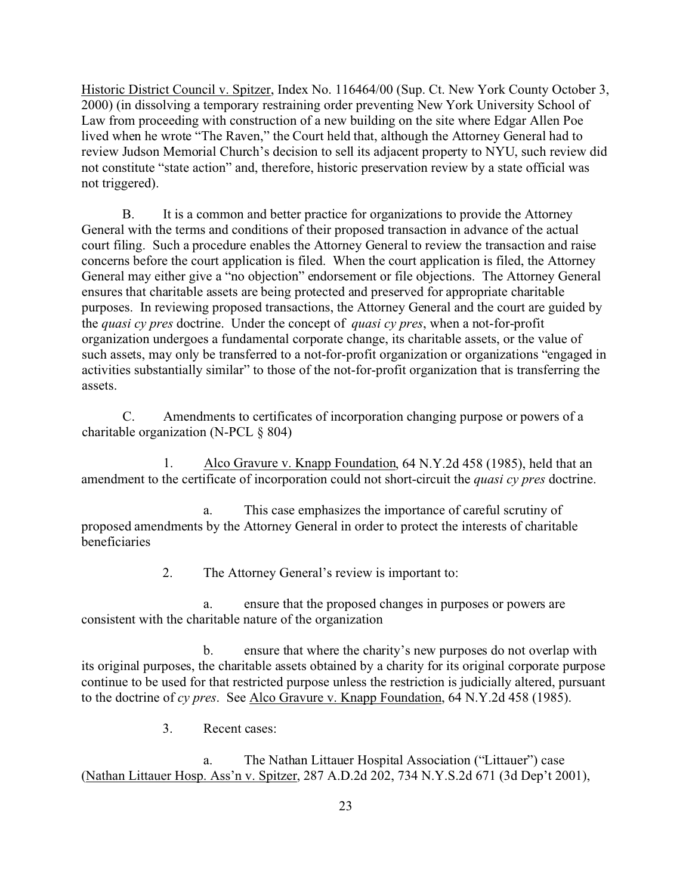Historic District Council v. Spitzer, Index No. 116464/00 (Sup. Ct. New York County October 3, 2000) (in dissolving a temporary restraining order preventing New York University School of Law from proceeding with construction of a new building on the site where Edgar Allen Poe lived when he wrote "The Raven," the Court held that, although the Attorney General had to review Judson Memorial Church's decision to sell its adjacent property to NYU, such review did not constitute "state action" and, therefore, historic preservation review by a state official was not triggered).

B. It is a common and better practice for organizations to provide the Attorney General with the terms and conditions of their proposed transaction in advance of the actual court filing. Such a procedure enables the Attorney General to review the transaction and raise concerns before the court application is filed. When the court application is filed, the Attorney General may either give a "no objection" endorsement or file objections. The Attorney General ensures that charitable assets are being protected and preserved for appropriate charitable purposes. In reviewing proposed transactions, the Attorney General and the court are guided by the *quasi cy pres* doctrine. Under the concept of *quasi cy pres*, when a not-for-profit organization undergoes a fundamental corporate change, its charitable assets, or the value of such assets, may only be transferred to a not-for-profit organization or organizations "engaged in activities substantially similar" to those of the not-for-profit organization that is transferring the assets.

C. Amendments to certificates of incorporation changing purpose or powers of a charitable organization (N-PCL § 804)

1. Alco Gravure v. Knapp Foundation, 64 N.Y.2d 458 (1985), held that an amendment to the certificate of incorporation could not short-circuit the *quasi cy pres* doctrine.

a. This case emphasizes the importance of careful scrutiny of proposed amendments by the Attorney General in order to protect the interests of charitable beneficiaries

2. The Attorney General's review is important to:

a. ensure that the proposed changes in purposes or powers are consistent with the charitable nature of the organization

b. ensure that where the charity's new purposes do not overlap with its original purposes, the charitable assets obtained by a charity for its original corporate purpose continue to be used for that restricted purpose unless the restriction is judicially altered, pursuant to the doctrine of *cy pres*. See Alco Gravure v. Knapp Foundation, 64 N.Y.2d 458 (1985).

3. Recent cases:

a. The Nathan Littauer Hospital Association ("Littauer") case (Nathan Littauer Hosp. Ass'n v. Spitzer, 287 A.D.2d 202, 734 N.Y.S.2d 671 (3d Dep't 2001),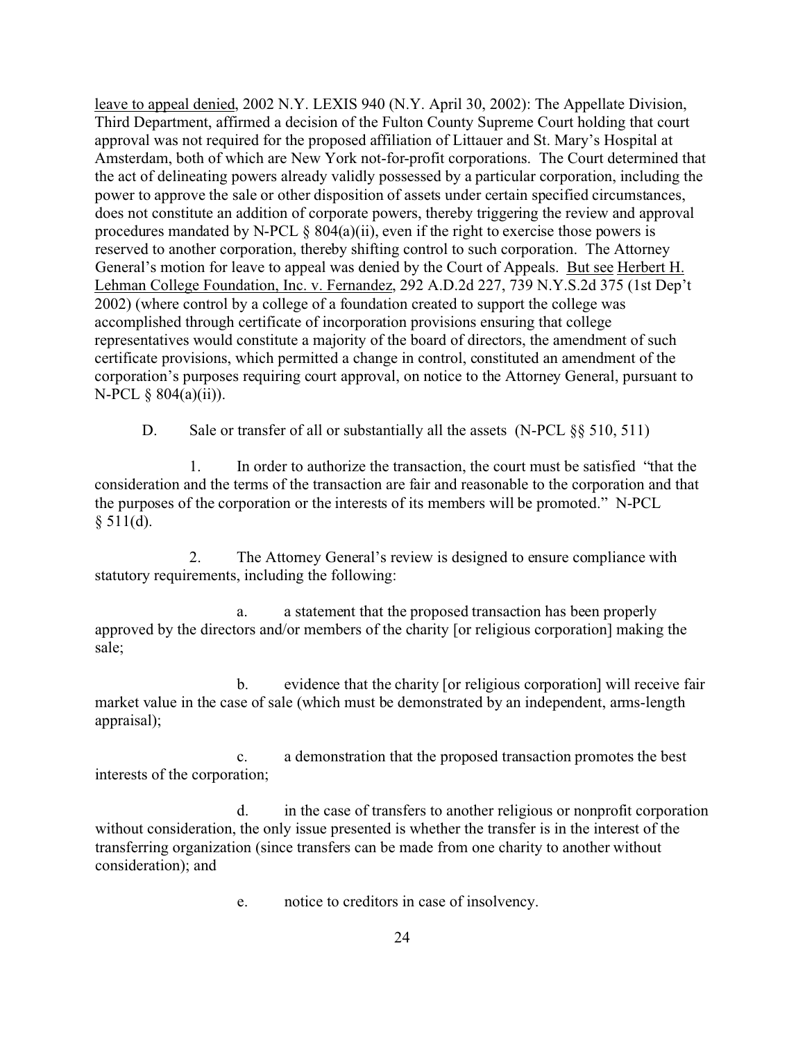leave to appeal denied, 2002 N.Y. LEXIS 940 (N.Y. April 30, 2002): The Appellate Division, Third Department, affirmed a decision of the Fulton County Supreme Court holding that court approval was not required for the proposed affiliation of Littauer and St. Mary's Hospital at Amsterdam, both of which are New York not-for-profit corporations. The Court determined that the act of delineating powers already validly possessed by a particular corporation, including the power to approve the sale or other disposition of assets under certain specified circumstances, does not constitute an addition of corporate powers, thereby triggering the review and approval procedures mandated by N-PCL § 804(a)(ii), even if the right to exercise those powers is reserved to another corporation, thereby shifting control to such corporation. The Attorney General's motion for leave to appeal was denied by the Court of Appeals. But see Herbert H. Lehman College Foundation, Inc. v. Fernandez, 292 A.D.2d 227, 739 N.Y.S.2d 375 (1st Dep't 2002) (where control by a college of a foundation created to support the college was accomplished through certificate of incorporation provisions ensuring that college representatives would constitute a majority of the board of directors, the amendment of such certificate provisions, which permitted a change in control, constituted an amendment of the corporation's purposes requiring court approval, on notice to the Attorney General, pursuant to N-PCL § 804(a)(ii)).

D. Sale or transfer of all or substantially all the assets (N-PCL §§ 510, 511)

1. In order to authorize the transaction, the court must be satisfied "that the consideration and the terms of the transaction are fair and reasonable to the corporation and that the purposes of the corporation or the interests of its members will be promoted." N-PCL § 511(d).

2. The Attorney General's review is designed to ensure compliance with statutory requirements, including the following:

a. a statement that the proposed transaction has been properly approved by the directors and/or members of the charity [or religious corporation] making the sale;

b. evidence that the charity [or religious corporation] will receive fair market value in the case of sale (which must be demonstrated by an independent, arms-length appraisal);

c. a demonstration that the proposed transaction promotes the best interests of the corporation;

d. in the case of transfers to another religious or nonprofit corporation without consideration, the only issue presented is whether the transfer is in the interest of the transferring organization (since transfers can be made from one charity to another without consideration); and

e. notice to creditors in case of insolvency.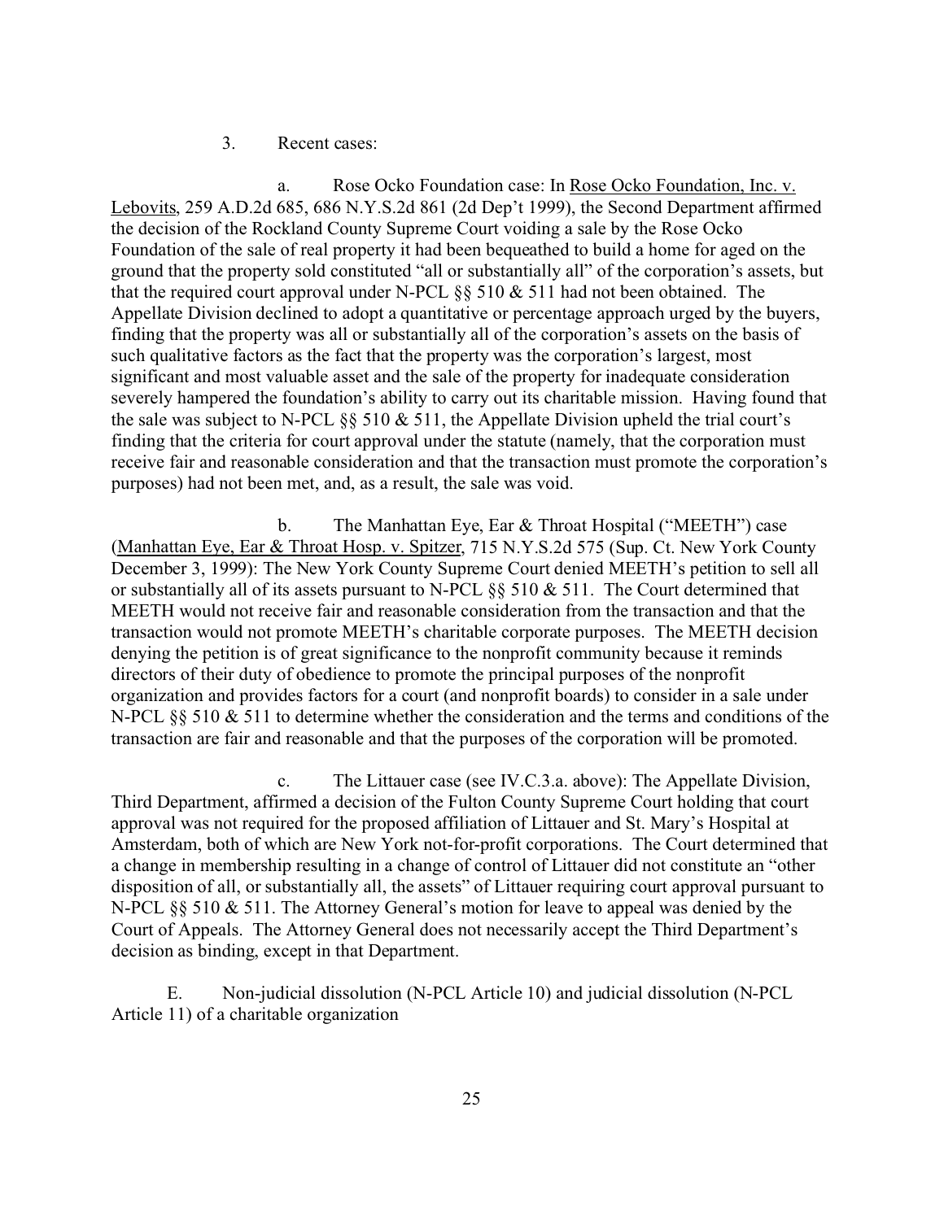3. Recent cases:

a. Rose Ocko Foundation case: In <u>Rose Ocko Foundation, Inc. v. Lebovits</u>, 259 A.D.2d 685, 686 N.Y.S.2d 861 (2d Dep't 1999), the Second Department affirmed the decision of the Rockland County Supreme Court voiding a sale by the Rose Ocko Foundation of the sale of real property it had been bequeathed to build a home for aged on the ground that the property sold constituted "all or substantially all" of the corporation's assets, but that the required court approval under N-PCL §§ 510 & 511 had not been obtained. The Appellate Division declined to adopt a quantitative or percentage approach urged by the buyers, finding that the property was all or substantially all of the corporation's assets on the basis of such qualitative factors as the fact that the property was the corporation's largest, most significant and most valuable asset and the sale of the property for inadequate consideration severely hampered the foundation's ability to carry out its charitable mission. Having found that the sale was subject to N-PCL §§ 510 & 511, the Appellate Division upheld the trial court's finding that the criteria for court approval under the statute (namely, that the corporation must receive fair and reasonable consideration and that the transaction must promote the corporation's purposes) had not been met, and, as a result, the sale was void.

b. The Manhattan Eye, Ear & Throat Hospital ("MEETH") case (<u>Manhattan Eye, Ear & Throat Hosp. v. Spitzer</u>, 715 N.Y.S.2d 575 (Sup. Ct. New York County December 3, 1999): The New York County Supreme Court denied MEETH's petition to sell all or substantially all of its assets pursuant to N-PCL §§ 510 & 511. The Court determined that MEETH would not receive fair and reasonable consideration from the transaction and that the transaction would not promote MEETH's charitable corporate purposes. The MEETH decision denying the petition is of great significance to the nonprofit community because it reminds directors of their duty of obedience to promote the principal purposes of the nonprofit organization and provides factors for a court (and nonprofit boards) to consider in a sale under N-PCL §§ 510 & 511 to determine whether the consideration and the terms and conditions of the transaction are fair and reasonable and that the purposes of the corporation will be promoted.

c. The Littauer case (see IV.C.3.a. above): The Appellate Division, Third Department, affirmed a decision of the Fulton County Supreme Court holding that court approval was not required for the proposed affiliation of Littauer and St. Mary's Hospital at Amsterdam, both of which are New York not-for-profit corporations. The Court determined that a change in membership resulting in a change of control of Littauer did not constitute an "other disposition of all, or substantially all, the assets" of Littauer requiring court approval pursuant to N-PCL §§ 510 & 511. The Attorney General's motion for leave to appeal was denied by the Court of Appeals. The Attorney General does not necessarily accept the Third Department's decision as binding, except in that Department.

E. Non-judicial dissolution (N-PCL Article 10) and judicial dissolution (N-PCL Article 11) of a charitable organization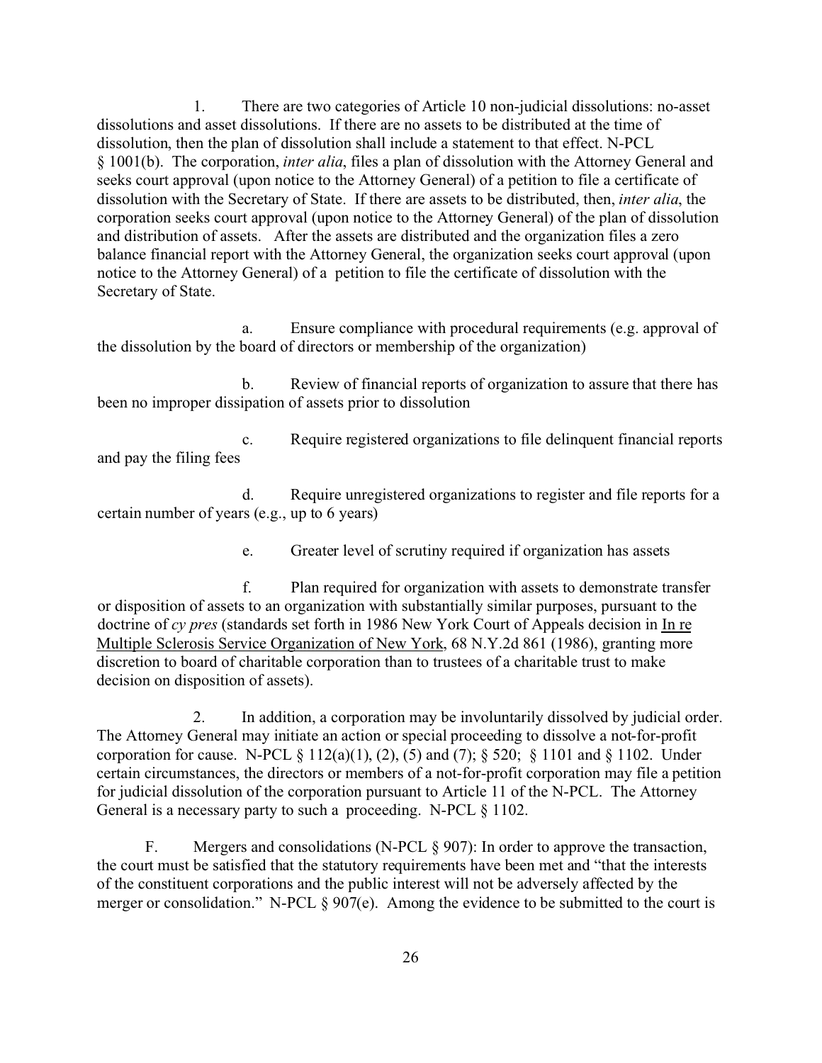1. There are two categories of Article 10 non-judicial dissolutions: no-asset dissolutions and asset dissolutions. If there are no assets to be distributed at the time of dissolution, then the plan of dissolution shall include a statement to that effect. N-PCL § 1001(b). The corporation, *inter alia*, files a plan of dissolution with the Attorney General and seeks court approval (upon notice to the Attorney General) of a petition to file a certificate of dissolution with the Secretary of State. If there are assets to be distributed, then, *inter alia*, the corporation seeks court approval (upon notice to the Attorney General) of the plan of dissolution and distribution of assets. After the assets are distributed and the organization files a zero balance financial report with the Attorney General, the organization seeks court approval (upon notice to the Attorney General) of a petition to file the certificate of dissolution with the Secretary of State.

a. Ensure compliance with procedural requirements (e.g. approval of the dissolution by the board of directors or membership of the organization)

b. Review of financial reports of organization to assure that there has been no improper dissipation of assets prior to dissolution

c. Require registered organizations to file delinquent financial reports and pay the filing fees

d. Require unregistered organizations to register and file reports for a certain number of years (e.g., up to 6 years)

e. Greater level of scrutiny required if organization has assets

f. Plan required for organization with assets to demonstrate transfer or disposition of assets to an organization with substantially similar purposes, pursuant to the doctrine of *cy pres* (standards set forth in 1986 New York Court of Appeals decision in In re Multiple Sclerosis Service Organization of New York, 68 N.Y.2d 861 (1986), granting more discretion to board of charitable corporation than to trustees of a charitable trust to make decision on disposition of assets).

2. In addition, a corporation may be involuntarily dissolved by judicial order. The Attorney General may initiate an action or special proceeding to dissolve a not-for-profit corporation for cause. N-PCL § 112(a)(1), (2), (5) and (7); § 520; § 1101 and § 1102. Under certain circumstances, the directors or members of a not-for-profit corporation may file a petition for judicial dissolution of the corporation pursuant to Article 11 of the N-PCL. The Attorney General is a necessary party to such a proceeding. N-PCL § 1102.

F. Mergers and consolidations (N-PCL § 907): In order to approve the transaction, the court must be satisfied that the statutory requirements have been met and "that the interests of the constituent corporations and the public interest will not be adversely affected by the merger or consolidation." N-PCL § 907(e). Among the evidence to be submitted to the court is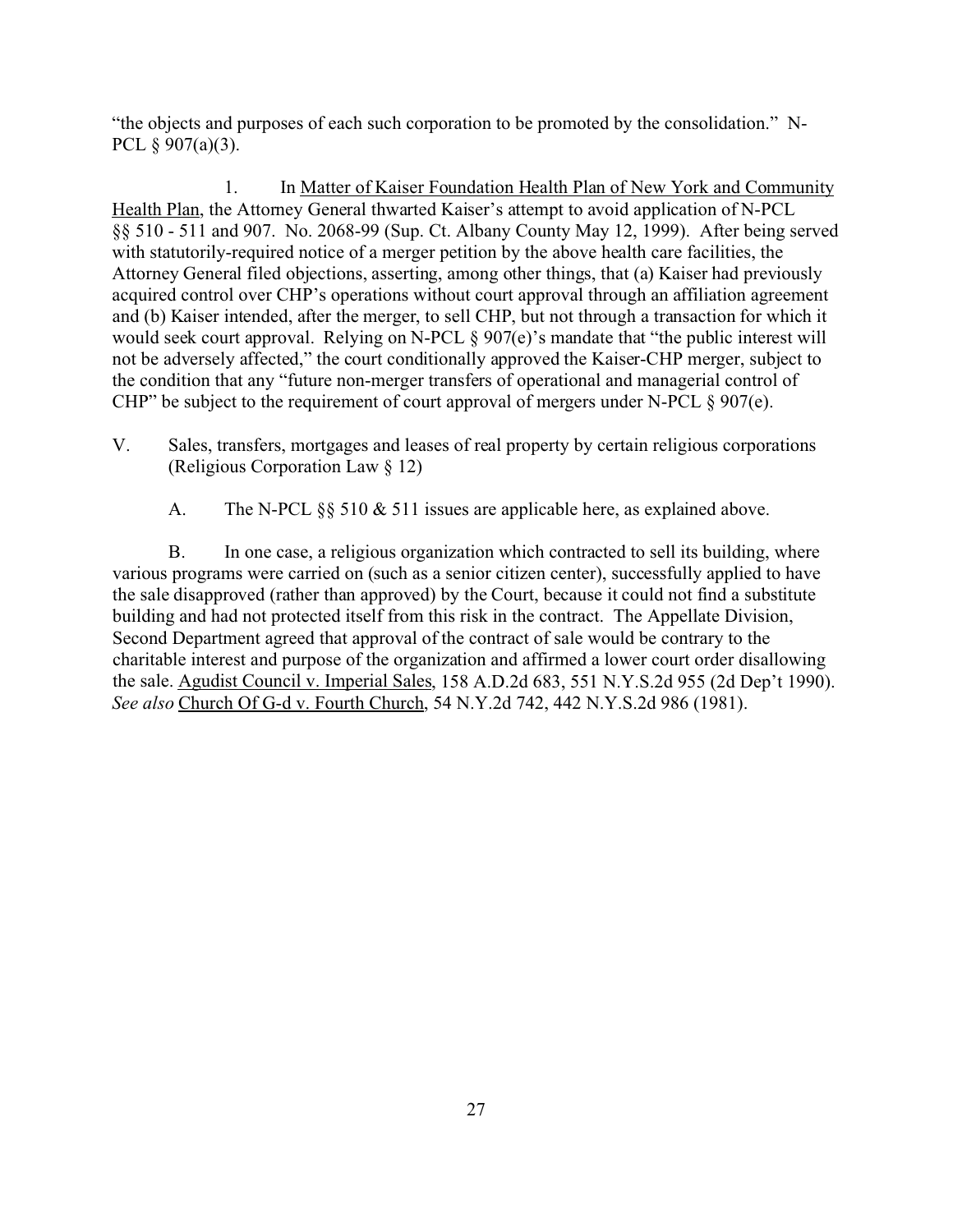"the objects and purposes of each such corporation to be promoted by the consolidation." N-PCL § 907(a)(3).

1. In Matter of Kaiser Foundation Health Plan of New York and Community Health Plan, the Attorney General thwarted Kaiser's attempt to avoid application of N-PCL §§ 510 - 511 and 907. No. 2068-99 (Sup. Ct. Albany County May 12, 1999). After being served with statutorily-required notice of a merger petition by the above health care facilities, the Attorney General filed objections, asserting, among other things, that (a) Kaiser had previously acquired control over CHP's operations without court approval through an affiliation agreement and (b) Kaiser intended, after the merger, to sell CHP, but not through a transaction for which it would seek court approval. Relying on N-PCL § 907(e)'s mandate that "the public interest will not be adversely affected," the court conditionally approved the Kaiser-CHP merger, subject to the condition that any "future non-merger transfers of operational and managerial control of CHP" be subject to the requirement of court approval of mergers under N-PCL § 907(e).

V. Sales, transfers, mortgages and leases of real property by certain religious corporations (Religious Corporation Law § 12)

A. The N-PCL §§ 510 & 511 issues are applicable here, as explained above.

B. In one case, a religious organization which contracted to sell its building, where various programs were carried on (such as a senior citizen center), successfully applied to have the sale disapproved (rather than approved) by the Court, because it could not find a substitute building and had not protected itself from this risk in the contract. The Appellate Division, Second Department agreed that approval of the contract of sale would be contrary to the charitable interest and purpose of the organization and affirmed a lower court order disallowing the sale. Agudist Council v. Imperial Sales, 158 A.D.2d 683, 551 N.Y.S.2d 955 (2d Dep't 1990). *See also* Church Of G-d v. Fourth Church, 54 N.Y.2d 742, 442 N.Y.S.2d 986 (1981).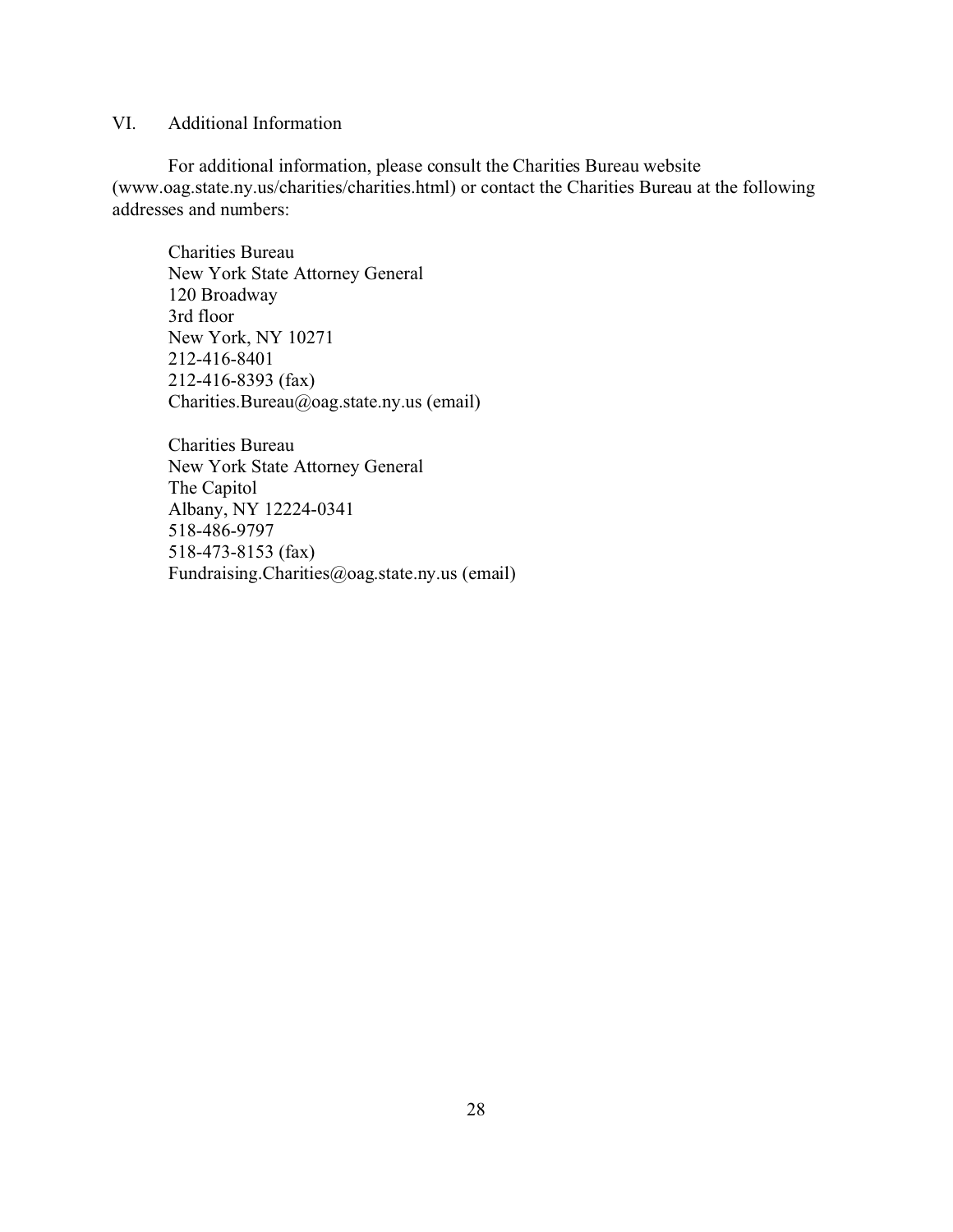## VI. Additional Information

For additional information, please consult the Charities Bureau website (www.oag.state.ny.us/charities/charities.html) or contact the Charities Bureau at the following addresses and numbers:

Charities Bureau
New York State Attorney General
120 Broadway
3rd floor
New York, NY 10271
212-416-8401
212-416-8393 (fax)
Charities.Bureau@oag.state.ny.us (email)

Charities Bureau
New York State Attorney General
The Capitol
Albany, NY 12224-0341
518-486-9797
518-473-8153 (fax)
Fundraising.Charities@oag.state.ny.us (email)